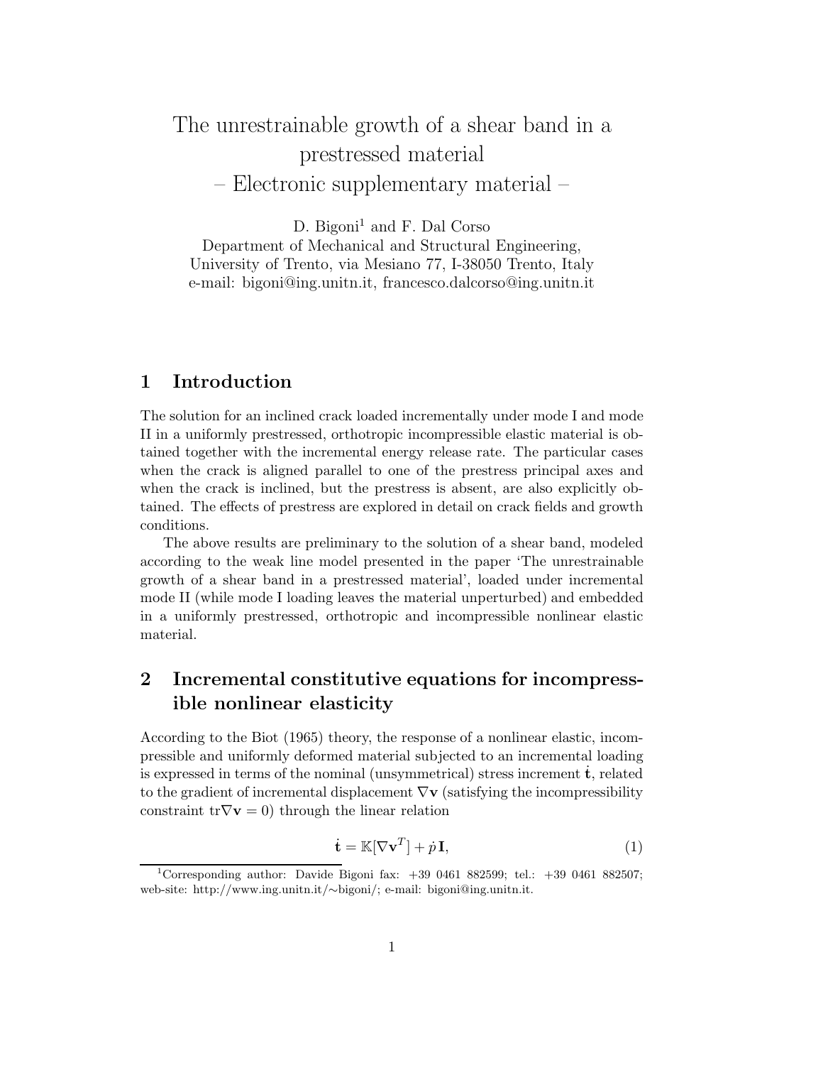# The unrestrainable growth of a shear band in a prestressed material
# – Electronic supplementary material –

D. Bigoni[1] and F. Dal Corso
Department of Mechanical and Structural Engineering,
University of Trento, via Mesiano 77, I-38050 Trento, Italy
e-mail: bigoni@ing.unitn.it, francesco.dalcorso@ing.unitn.it

## 1 Introduction

The solution for an inclined crack loaded incrementally under mode I and mode II in a uniformly prestressed, orthotropic incompressible elastic material is obtained together with the incremental energy release rate. The particular cases when the crack is aligned parallel to one of the prestress principal axes and when the crack is inclined, but the prestress is absent, are also explicitly obtained. The effects of prestress are explored in detail on crack fields and growth conditions.

The above results are preliminary to the solution of a shear band, modeled according to the weak line model presented in the paper 'The unrestrainable growth of a shear band in a prestressed material', loaded under incremental mode II (while mode I loading leaves the material unperturbed) and embedded in a uniformly prestressed, orthotropic and incompressible nonlinear elastic material.

## 2 Incremental constitutive equations for incompressible nonlinear elasticity

According to the Biot (1965) theory, the response of a nonlinear elastic, incompressible and uniformly deformed material subjected to an incremental loading is expressed in terms of the nominal (unsymmetrical) stress increment $\dot{\mathbf{t}}$, related to the gradient of incremental displacement $\nabla \mathbf{v}$ (satisfying the incompressibility constraint $\text{tr}\nabla\mathbf{v} = 0$) through the linear relation

$$\dot{\mathbf{t}} = \mathbb{K}[\nabla \mathbf{v}^T] + \dot{p}\,\mathbf{I}, \tag{1}$$

[1] Corresponding author: Davide Bigoni fax: +39 0461 882599; tel.: +39 0461 882507; web-site: http://www.ing.unitn.it/∼bigoni/; e-mail: bigoni@ing.unitn.it.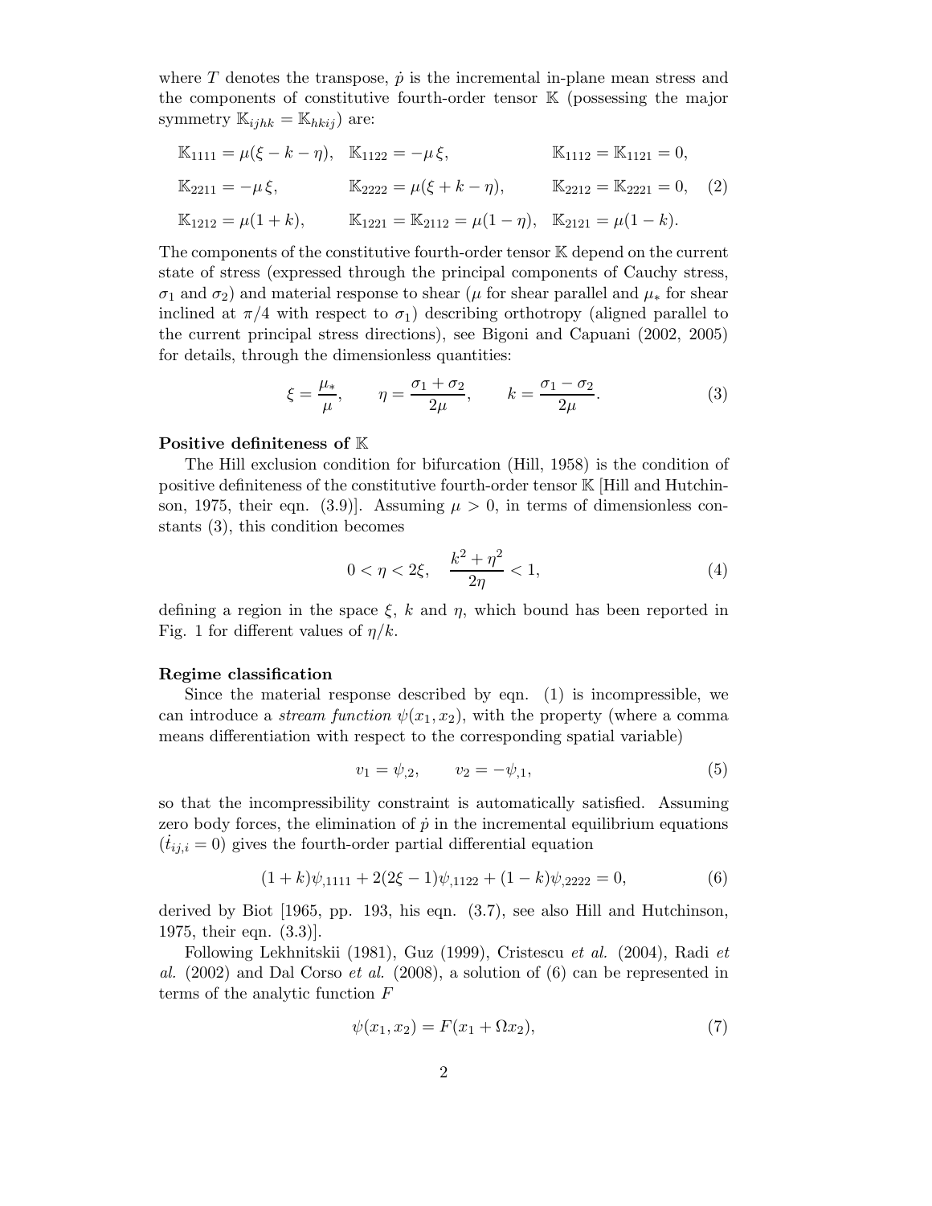where $T$ denotes the transpose, $\dot{p}$ is the incremental in-plane mean stress and the components of constitutive fourth-order tensor $\mathbb{K}$ (possessing the major symmetry $\mathbb{K}_{ijhk} = \mathbb{K}_{hkij}$) are:

$$
\begin{aligned}
&\mathbb{K}_{1111} = \mu(\xi - k - \eta), \quad \mathbb{K}_{1122} = -\mu\,\xi, \qquad\qquad \mathbb{K}_{1112} = \mathbb{K}_{1121} = 0, \\
&\mathbb{K}_{2211} = -\mu\,\xi, \qquad\qquad \mathbb{K}_{2222} = \mu(\xi + k - \eta), \qquad \mathbb{K}_{2212} = \mathbb{K}_{2221} = 0, \\
&\mathbb{K}_{1212} = \mu(1 + k), \qquad \mathbb{K}_{1221} = \mathbb{K}_{2112} = \mu(1 - \eta), \quad \mathbb{K}_{2121} = \mu(1 - k).
\end{aligned}
\tag{2}
$$

The components of the constitutive fourth-order tensor $\mathbb{K}$ depend on the current state of stress (expressed through the principal components of Cauchy stress, $\sigma_1$ and $\sigma_2$) and material response to shear ($\mu$ for shear parallel and $\mu_*$ for shear inclined at $\pi/4$ with respect to $\sigma_1$) describing orthotropy (aligned parallel to the current principal stress directions), see Bigoni and Capuani (2002, 2005) for details, through the dimensionless quantities:

$$
\xi = \frac{\mu_*}{\mu}, \qquad \eta = \frac{\sigma_1 + \sigma_2}{2\mu}, \qquad k = \frac{\sigma_1 - \sigma_2}{2\mu}. \tag{3}
$$

**Positive definiteness of $\mathbb{K}$**

The Hill exclusion condition for bifurcation (Hill, 1958) is the condition of positive definiteness of the constitutive fourth-order tensor $\mathbb{K}$ [Hill and Hutchinson, 1975, their eqn. (3.9)]. Assuming $\mu > 0$, in terms of dimensionless constants (3), this condition becomes

$$
0 < \eta < 2\xi, \quad \frac{k^2 + \eta^2}{2\eta} < 1, \tag{4}
$$

defining a region in the space $\xi$, $k$ and $\eta$, which bound has been reported in Fig. 1 for different values of $\eta/k$.

**Regime classification**

Since the material response described by eqn. (1) is incompressible, we can introduce a *stream function* $\psi(x_1, x_2)$, with the property (where a comma means differentiation with respect to the corresponding spatial variable)

$$
v_1 = \psi_{,2}, \qquad v_2 = -\psi_{,1}, \tag{5}
$$

so that the incompressibility constraint is automatically satisfied. Assuming zero body forces, the elimination of $\dot{p}$ in the incremental equilibrium equations ($\dot{t}_{ij,i} = 0$) gives the fourth-order partial differential equation

$$
(1 + k)\psi_{,1111} + 2(2\xi - 1)\psi_{,1122} + (1 - k)\psi_{,2222} = 0, \tag{6}
$$

derived by Biot [1965, pp. 193, his eqn. (3.7), see also Hill and Hutchinson, 1975, their eqn. (3.3)].

Following Lekhnitskii (1981), Guz (1999), Cristescu *et al.* (2004), Radi *et al.* (2002) and Dal Corso *et al.* (2008), a solution of (6) can be represented in terms of the analytic function $F$

$$
\psi(x_1, x_2) = F(x_1 + \Omega x_2), \tag{7}
$$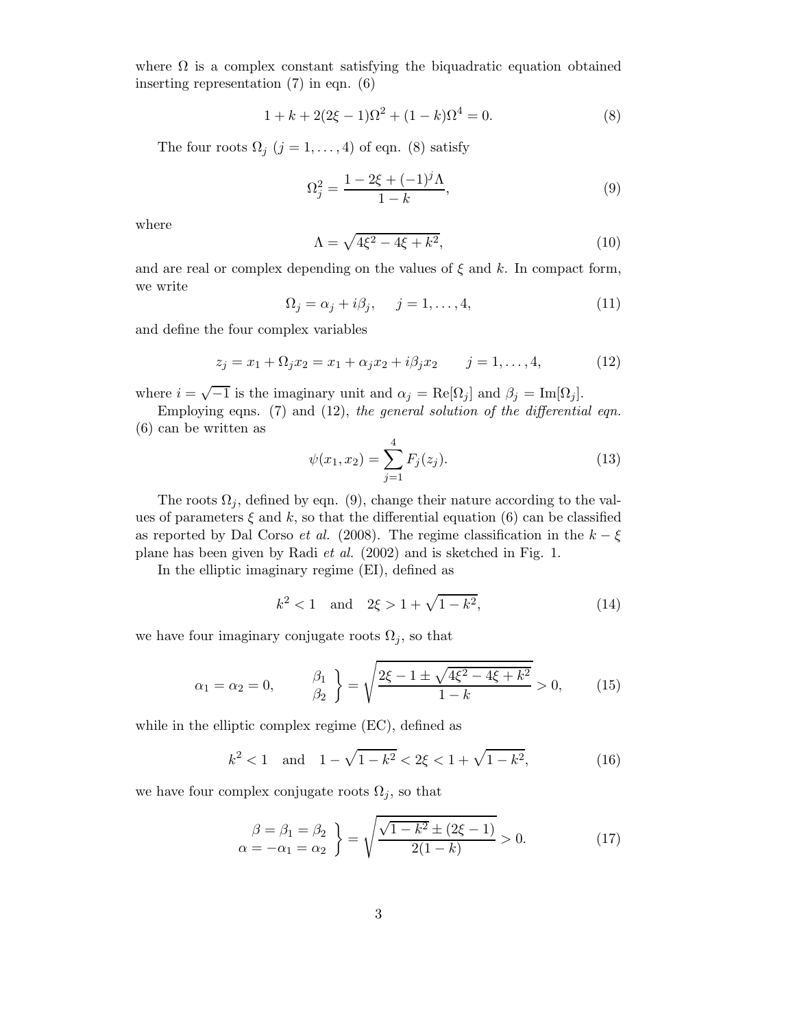where $\Omega$ is a complex constant satisfying the biquadratic equation obtained inserting representation (7) in eqn. (6)

$$1 + k + 2(2\xi - 1)\Omega^2 + (1 - k)\Omega^4 = 0. \tag{8}$$

The four roots $\Omega_j$ $(j = 1, \ldots, 4)$ of eqn. (8) satisfy

$$\Omega_j^2 = \frac{1 - 2\xi + (-1)^j \Lambda}{1 - k}, \tag{9}$$

where

$$\Lambda = \sqrt{4\xi^2 - 4\xi + k^2}, \tag{10}$$

and are real or complex depending on the values of $\xi$ and $k$. In compact form, we write

$$\Omega_j = \alpha_j + i\beta_j, \quad j = 1, \ldots, 4, \tag{11}$$

and define the four complex variables

$$z_j = x_1 + \Omega_j x_2 = x_1 + \alpha_j x_2 + i\beta_j x_2 \qquad j = 1, \ldots, 4, \tag{12}$$

where $i = \sqrt{-1}$ is the imaginary unit and $\alpha_j = \text{Re}[\Omega_j]$ and $\beta_j = \text{Im}[\Omega_j]$.

Employing eqns. (7) and (12), *the general solution of the differential eqn.* (6) can be written as

$$\psi(x_1, x_2) = \sum_{j=1}^{4} F_j(z_j). \tag{13}$$

The roots $\Omega_j$, defined by eqn. (9), change their nature according to the values of parameters $\xi$ and $k$, so that the differential equation (6) can be classified as reported by Dal Corso *et al.* (2008). The regime classification in the $k - \xi$ plane has been given by Radi *et al.* (2002) and is sketched in Fig. 1.

In the elliptic imaginary regime (EI), defined as

$$k^2 < 1 \quad \text{and} \quad 2\xi > 1 + \sqrt{1 - k^2}, \tag{14}$$

we have four imaginary conjugate roots $\Omega_j$, so that

$$\alpha_1 = \alpha_2 = 0, \qquad \left.\begin{array}{c} \beta_1 \\ \beta_2 \end{array}\right\} = \sqrt{\frac{2\xi - 1 \pm \sqrt{4\xi^2 - 4\xi + k^2}}{1 - k}} > 0, \tag{15}$$

while in the elliptic complex regime (EC), defined as

$$k^2 < 1 \quad \text{and} \quad 1 - \sqrt{1 - k^2} < 2\xi < 1 + \sqrt{1 - k^2}, \tag{16}$$

we have four complex conjugate roots $\Omega_j$, so that

$$\left.\begin{array}{r} \beta = \beta_1 = \beta_2 \\ \alpha = -\alpha_1 = \alpha_2 \end{array}\right\} = \sqrt{\frac{\sqrt{1 - k^2} \pm (2\xi - 1)}{2(1 - k)}} > 0. \tag{17}$$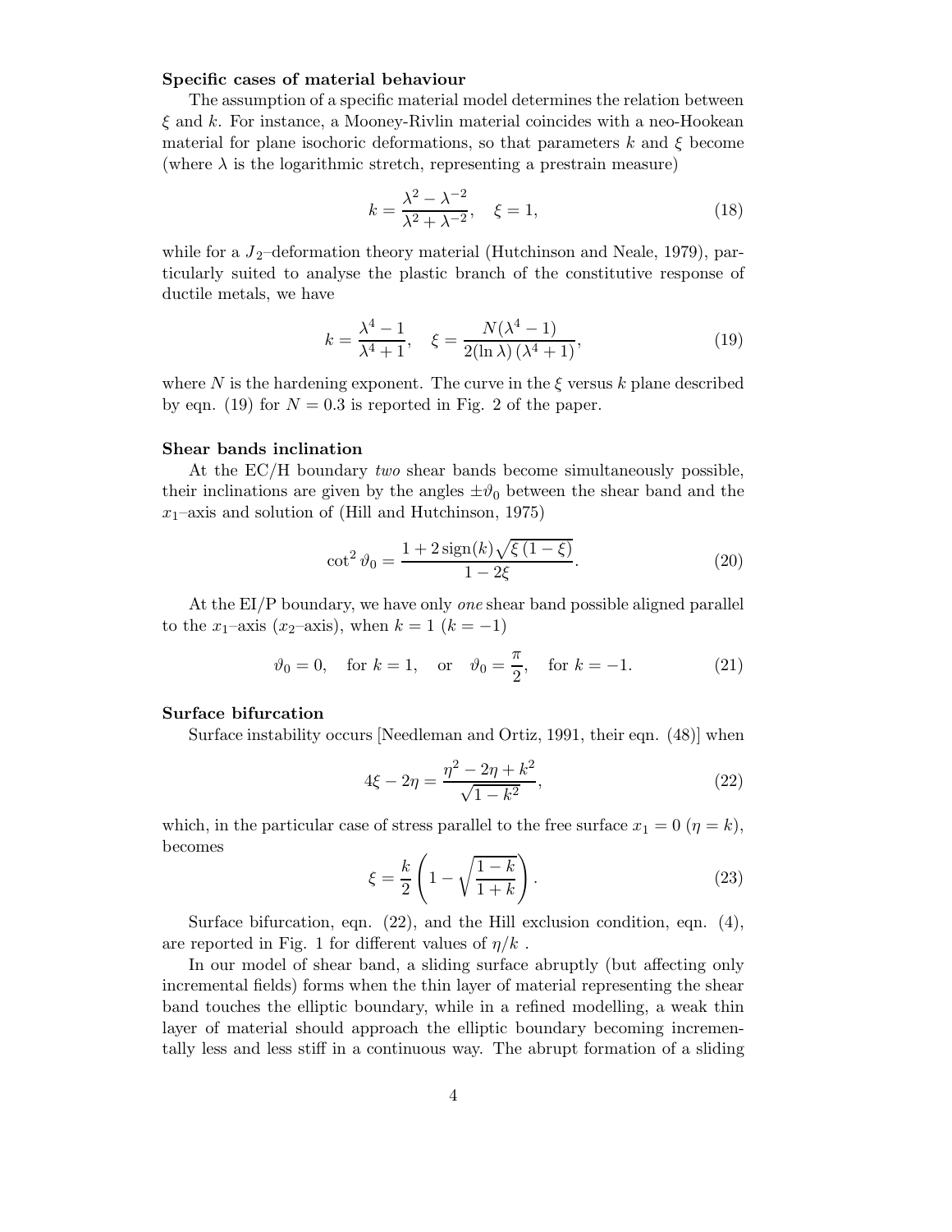**Specific cases of material behaviour**

The assumption of a specific material model determines the relation between $\xi$ and $k$. For instance, a Mooney-Rivlin material coincides with a neo-Hookean material for plane isochoric deformations, so that parameters $k$ and $\xi$ become (where $\lambda$ is the logarithmic stretch, representing a prestrain measure)

$$k = \frac{\lambda^2 - \lambda^{-2}}{\lambda^2 + \lambda^{-2}}, \quad \xi = 1, \tag{18}$$

while for a $J_2$–deformation theory material (Hutchinson and Neale, 1979), particularly suited to analyse the plastic branch of the constitutive response of ductile metals, we have

$$k = \frac{\lambda^4 - 1}{\lambda^4 + 1}, \quad \xi = \frac{N(\lambda^4 - 1)}{2(\ln \lambda)\,(\lambda^4 + 1)}, \tag{19}$$

where $N$ is the hardening exponent. The curve in the $\xi$ versus $k$ plane described by eqn. (19) for $N = 0.3$ is reported in Fig. 2 of the paper.

**Shear bands inclination**

At the EC/H boundary *two* shear bands become simultaneously possible, their inclinations are given by the angles $\pm\vartheta_0$ between the shear band and the $x_1$–axis and solution of (Hill and Hutchinson, 1975)

$$\cot^2 \vartheta_0 = \frac{1 + 2\,\text{sign}(k)\sqrt{\xi\,(1 - \xi)}}{1 - 2\xi}. \tag{20}$$

At the EI/P boundary, we have only *one* shear band possible aligned parallel to the $x_1$–axis ($x_2$–axis), when $k = 1$ ($k = -1$)

$$\vartheta_0 = 0, \quad \text{for } k = 1, \quad \text{or} \quad \vartheta_0 = \frac{\pi}{2}, \quad \text{for } k = -1. \tag{21}$$

**Surface bifurcation**

Surface instability occurs [Needleman and Ortiz, 1991, their eqn. (48)] when

$$4\xi - 2\eta = \frac{\eta^2 - 2\eta + k^2}{\sqrt{1 - k^2}}, \tag{22}$$

which, in the particular case of stress parallel to the free surface $x_1 = 0$ ($\eta = k$), becomes

$$\xi = \frac{k}{2}\left(1 - \sqrt{\frac{1 - k}{1 + k}}\right). \tag{23}$$

Surface bifurcation, eqn. (22), and the Hill exclusion condition, eqn. (4), are reported in Fig. 1 for different values of $\eta/k$ .

In our model of shear band, a sliding surface abruptly (but affecting only incremental fields) forms when the thin layer of material representing the shear band touches the elliptic boundary, while in a refined modelling, a weak thin layer of material should approach the elliptic boundary becoming incrementally less and less stiff in a continuous way. The abrupt formation of a sliding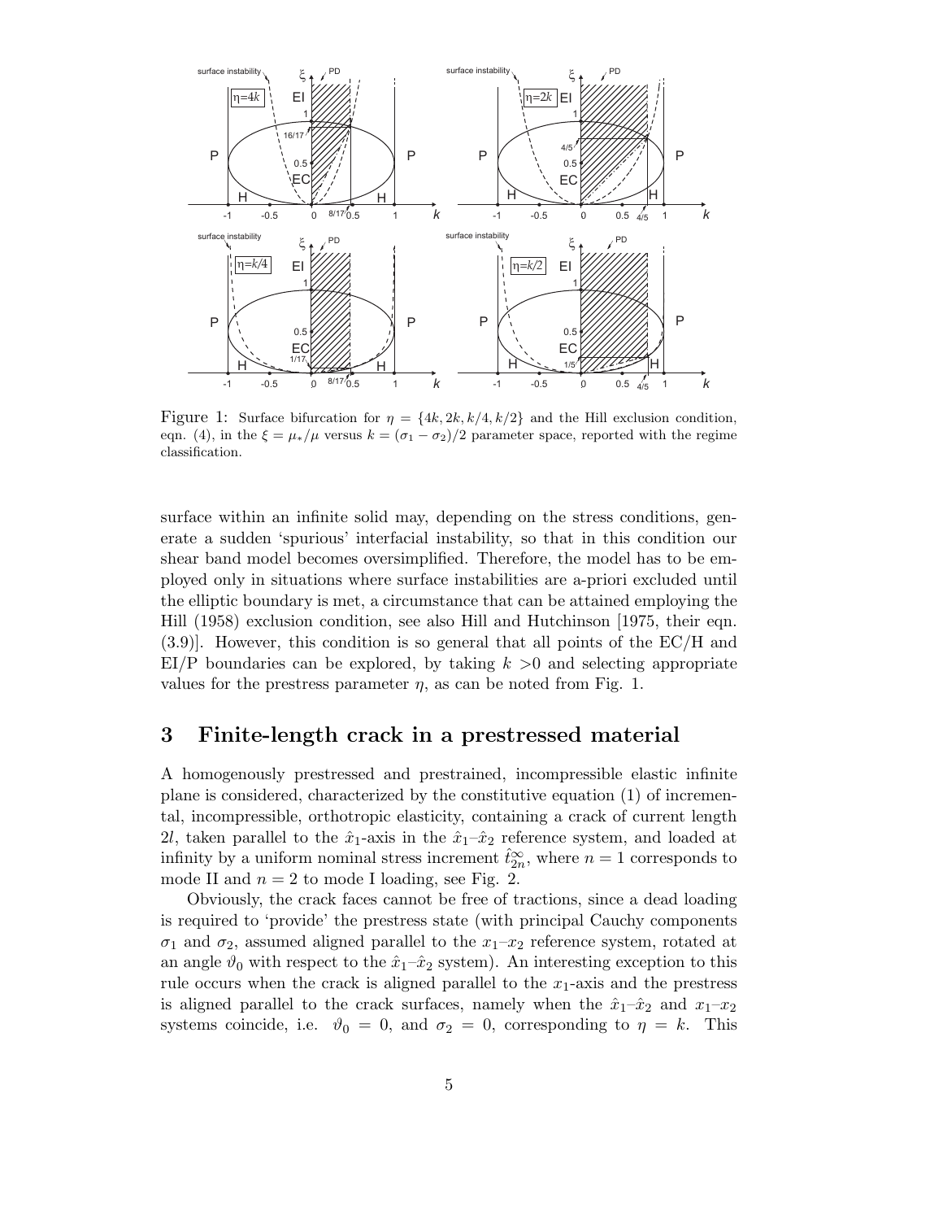Figure 1: Surface bifurcation for $\eta = \{4k, 2k, k/4, k/2\}$ and the Hill exclusion condition, eqn. (4), in the $\xi = \mu_*/\mu$ versus $k = (\sigma_1 - \sigma_2)/2$ parameter space, reported with the regime classification.

surface within an infinite solid may, depending on the stress conditions, generate a sudden 'spurious' interfacial instability, so that in this condition our shear band model becomes oversimplified. Therefore, the model has to be employed only in situations where surface instabilities are a-priori excluded until the elliptic boundary is met, a circumstance that can be attained employing the Hill (1958) exclusion condition, see also Hill and Hutchinson [1975, their eqn. (3.9)]. However, this condition is so general that all points of the EC/H and EI/P boundaries can be explored, by taking $k > 0$ and selecting appropriate values for the prestress parameter $\eta$, as can be noted from Fig. 1.

## 3 Finite-length crack in a prestressed material

A homogenously prestressed and prestrained, incompressible elastic infinite plane is considered, characterized by the constitutive equation (1) of incremental, incompressible, orthotropic elasticity, containing a crack of current length $2l$, taken parallel to the $\hat{x}_1$-axis in the $\hat{x}_1$–$\hat{x}_2$ reference system, and loaded at infinity by a uniform nominal stress increment $\hat{t}^{\infty}_{2n}$, where $n = 1$ corresponds to mode II and $n = 2$ to mode I loading, see Fig. 2.

Obviously, the crack faces cannot be free of tractions, since a dead loading is required to 'provide' the prestress state (with principal Cauchy components $\sigma_1$ and $\sigma_2$, assumed aligned parallel to the $x_1$–$x_2$ reference system, rotated at an angle $\vartheta_0$ with respect to the $\hat{x}_1$–$\hat{x}_2$ system). An interesting exception to this rule occurs when the crack is aligned parallel to the $x_1$-axis and the prestress is aligned parallel to the crack surfaces, namely when the $\hat{x}_1$–$\hat{x}_2$ and $x_1$–$x_2$ systems coincide, i.e. $\vartheta_0 = 0$, and $\sigma_2 = 0$, corresponding to $\eta = k$. This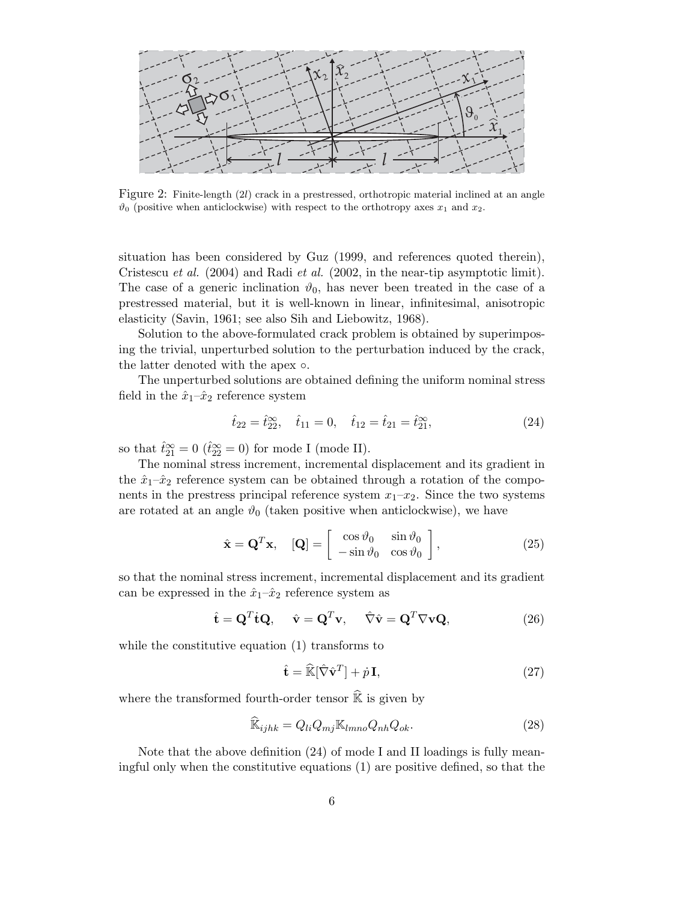Figure 2: Finite-length ($2l$) crack in a prestressed, orthotropic material inclined at an angle $\vartheta_0$ (positive when anticlockwise) with respect to the orthotropy axes $x_1$ and $x_2$.

situation has been considered by Guz (1999, and references quoted therein), Cristescu *et al.* (2004) and Radi *et al.* (2002, in the near-tip asymptotic limit). The case of a generic inclination $\vartheta_0$, has never been treated in the case of a prestressed material, but it is well-known in linear, infinitesimal, anisotropic elasticity (Savin, 1961; see also Sih and Liebowitz, 1968).

Solution to the above-formulated crack problem is obtained by superimposing the trivial, unperturbed solution to the perturbation induced by the crack, the latter denoted with the apex $\circ$.

The unperturbed solutions are obtained defining the uniform nominal stress field in the $\hat{x}_1$–$\hat{x}_2$ reference system

$$\hat{t}_{22} = \hat{t}_{22}^{\infty}, \quad \hat{t}_{11} = 0, \quad \hat{t}_{12} = \hat{t}_{21} = \hat{t}_{21}^{\infty}, \tag{24}$$

so that $\hat{t}_{21}^{\infty} = 0$ ($\hat{t}_{22}^{\infty} = 0$) for mode I (mode II).

The nominal stress increment, incremental displacement and its gradient in the $\hat{x}_1$–$\hat{x}_2$ reference system can be obtained through a rotation of the components in the prestress principal reference system $x_1$–$x_2$. Since the two systems are rotated at an angle $\vartheta_0$ (taken positive when anticlockwise), we have

$$\hat{\mathbf{x}} = \mathbf{Q}^T \mathbf{x}, \quad [\mathbf{Q}] = \begin{bmatrix} \cos\vartheta_0 & \sin\vartheta_0 \\ -\sin\vartheta_0 & \cos\vartheta_0 \end{bmatrix}, \tag{25}$$

so that the nominal stress increment, incremental displacement and its gradient can be expressed in the $\hat{x}_1$–$\hat{x}_2$ reference system as

$$\hat{\dot{\mathbf{t}}} = \mathbf{Q}^T \dot{\mathbf{t}} \mathbf{Q}, \quad \hat{\mathbf{v}} = \mathbf{Q}^T \mathbf{v}, \quad \hat{\nabla}\hat{\mathbf{v}} = \mathbf{Q}^T \nabla \mathbf{v} \mathbf{Q}, \tag{26}$$

while the constitutive equation (1) transforms to

$$\hat{\dot{\mathbf{t}}} = \widehat{\mathbb{K}}[\hat{\nabla}\hat{\mathbf{v}}^T] + \dot{p}\,\mathbf{I}, \tag{27}$$

where the transformed fourth-order tensor $\widehat{\mathbb{K}}$ is given by

$$\widehat{\mathbb{K}}_{ijhk} = Q_{li} Q_{mj} \mathbb{K}_{lmno} Q_{nh} Q_{ok}. \tag{28}$$

Note that the above definition (24) of mode I and II loadings is fully meaningful only when the constitutive equations (1) are positive defined, so that the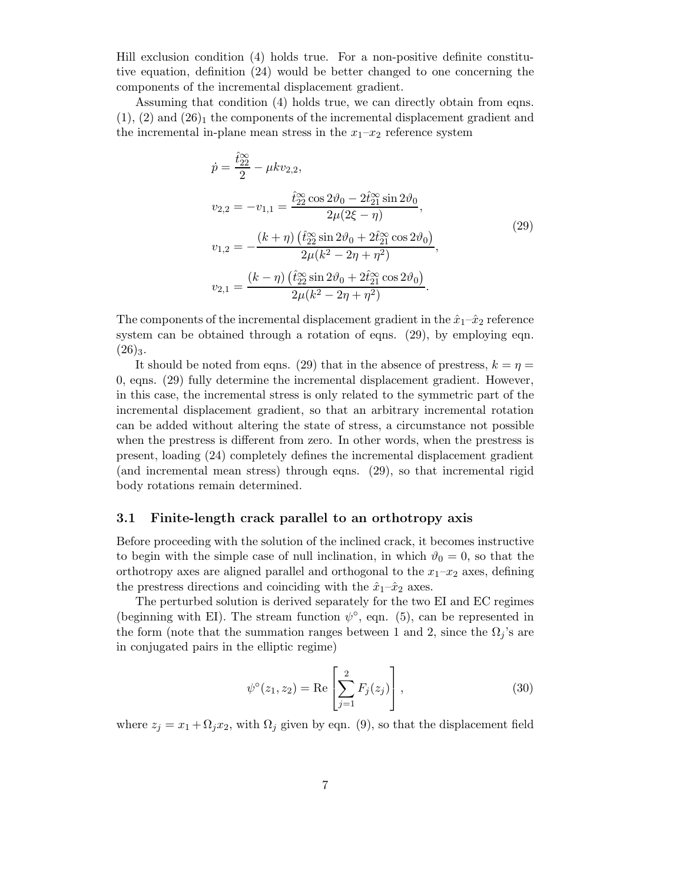Hill exclusion condition (4) holds true. For a non-positive definite constitutive equation, definition (24) would be better changed to one concerning the components of the incremental displacement gradient.

Assuming that condition (4) holds true, we can directly obtain from eqns. (1), (2) and $(26)_1$ the components of the incremental displacement gradient and the incremental in-plane mean stress in the $x_1$–$x_2$ reference system

$$
\begin{aligned}
\dot{p} &= \frac{\hat{t}_{22}^{\infty}}{2} - \mu k v_{2,2}, \\
v_{2,2} &= -v_{1,1} = \frac{\hat{t}_{22}^{\infty} \cos 2\vartheta_0 - 2\hat{t}_{21}^{\infty} \sin 2\vartheta_0}{2\mu(2\xi - \eta)}, \\
v_{1,2} &= -\frac{(k+\eta)\left(\hat{t}_{22}^{\infty} \sin 2\vartheta_0 + 2\hat{t}_{21}^{\infty} \cos 2\vartheta_0\right)}{2\mu(k^2 - 2\eta + \eta^2)}, \\
v_{2,1} &= \frac{(k-\eta)\left(\hat{t}_{22}^{\infty} \sin 2\vartheta_0 + 2\hat{t}_{21}^{\infty} \cos 2\vartheta_0\right)}{2\mu(k^2 - 2\eta + \eta^2)}.
\end{aligned}
\tag{29}
$$

The components of the incremental displacement gradient in the $\hat{x}_1$–$\hat{x}_2$ reference system can be obtained through a rotation of eqns. (29), by employing eqn. $(26)_3$.

It should be noted from eqns. (29) that in the absence of prestress, $k = \eta = 0$, eqns. (29) fully determine the incremental displacement gradient. However, in this case, the incremental stress is only related to the symmetric part of the incremental displacement gradient, so that an arbitrary incremental rotation can be added without altering the state of stress, a circumstance not possible when the prestress is different from zero. In other words, when the prestress is present, loading (24) completely defines the incremental displacement gradient (and incremental mean stress) through eqns. (29), so that incremental rigid body rotations remain determined.

### 3.1 Finite-length crack parallel to an orthotropy axis

Before proceeding with the solution of the inclined crack, it becomes instructive to begin with the simple case of null inclination, in which $\vartheta_0 = 0$, so that the orthotropy axes are aligned parallel and orthogonal to the $x_1$–$x_2$ axes, defining the prestress directions and coinciding with the $\hat{x}_1$–$\hat{x}_2$ axes.

The perturbed solution is derived separately for the two EI and EC regimes (beginning with EI). The stream function $\psi^{\circ}$, eqn. (5), can be represented in the form (note that the summation ranges between 1 and 2, since the $\Omega_j$'s are in conjugated pairs in the elliptic regime)

$$
\psi^{\circ}(z_1, z_2) = \mathrm{Re}\left[\sum_{j=1}^{2} F_j(z_j)\right],
\tag{30}
$$

where $z_j = x_1 + \Omega_j x_2$, with $\Omega_j$ given by eqn. (9), so that the displacement field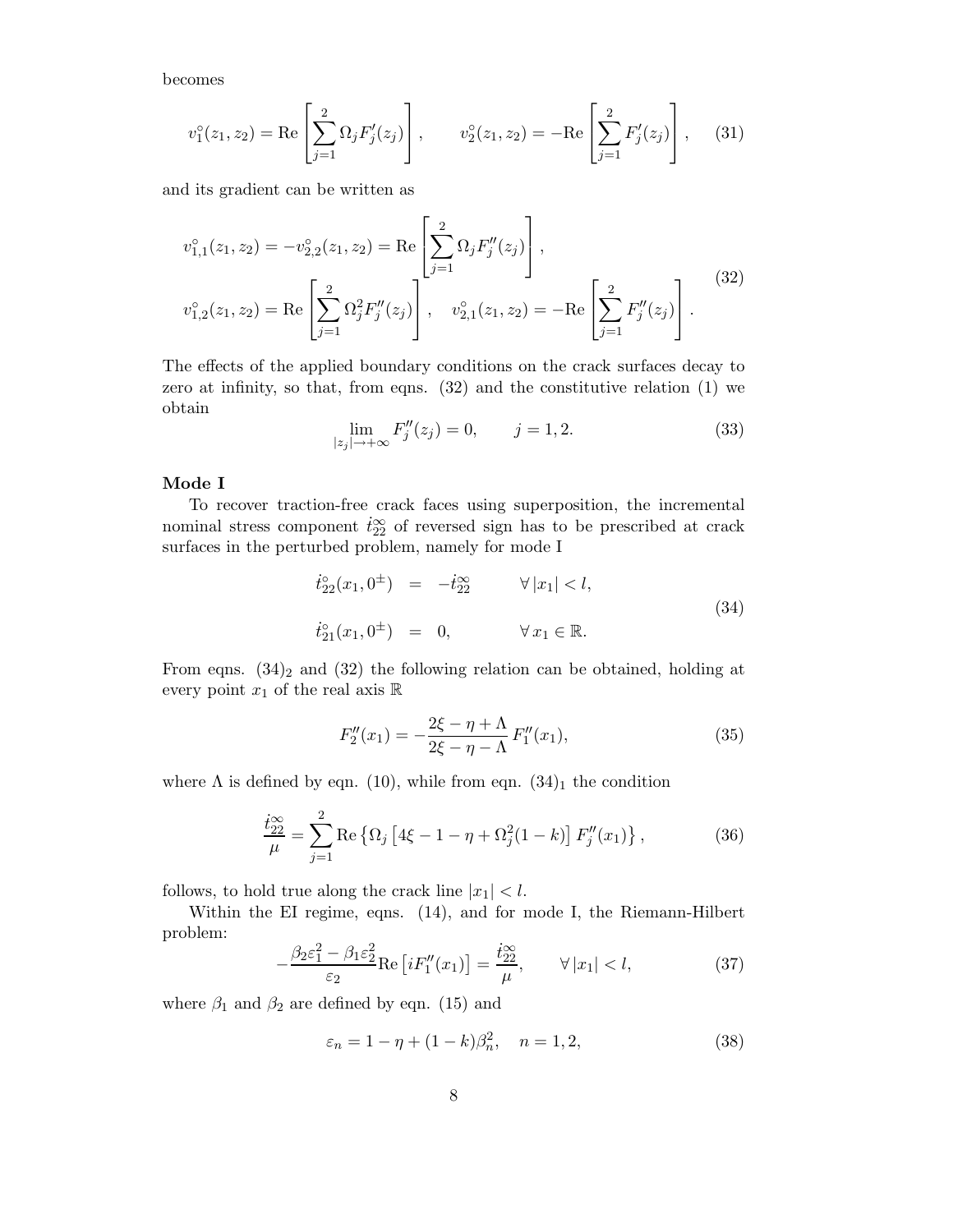becomes

$$
v_1^\circ(z_1, z_2) = \text{Re}\left[\sum_{j=1}^{2} \Omega_j F_j'(z_j)\right], \qquad v_2^\circ(z_1, z_2) = -\text{Re}\left[\sum_{j=1}^{2} F_j'(z_j)\right], \tag{31}
$$

and its gradient can be written as

$$
\begin{aligned}
&v_{1,1}^\circ(z_1, z_2) = -v_{2,2}^\circ(z_1, z_2) = \text{Re}\left[\sum_{j=1}^{2} \Omega_j F_j''(z_j)\right], \\
&v_{1,2}^\circ(z_1, z_2) = \text{Re}\left[\sum_{j=1}^{2} \Omega_j^2 F_j''(z_j)\right], \quad v_{2,1}^\circ(z_1, z_2) = -\text{Re}\left[\sum_{j=1}^{2} F_j''(z_j)\right].
\end{aligned} \tag{32}
$$

The effects of the applied boundary conditions on the crack surfaces decay to zero at infinity, so that, from eqns. (32) and the constitutive relation (1) we obtain

$$
\lim_{|z_j| \to +\infty} F_j''(z_j) = 0, \qquad j = 1, 2. \tag{33}
$$

**Mode I**

To recover traction-free crack faces using superposition, the incremental nominal stress component $\dot{t}_{22}^\infty$ of reversed sign has to be prescribed at crack surfaces in the perturbed problem, namely for mode I

$$
\begin{aligned}
\dot{t}_{22}^\circ(x_1, 0^\pm) &= -\dot{t}_{22}^\infty \qquad \forall\, |x_1| < l, \\
\dot{t}_{21}^\circ(x_1, 0^\pm) &= 0, \qquad \forall\, x_1 \in \mathbb{R}.
\end{aligned} \tag{34}
$$

From eqns. $(34)_2$ and (32) the following relation can be obtained, holding at every point $x_1$ of the real axis $\mathbb{R}$

$$
F_2''(x_1) = -\frac{2\xi - \eta + \Lambda}{2\xi - \eta - \Lambda}\, F_1''(x_1), \tag{35}
$$

where $\Lambda$ is defined by eqn. (10), while from eqn. $(34)_1$ the condition

$$
\frac{\dot{t}_{22}^\infty}{\mu} = \sum_{j=1}^{2} \text{Re}\left\{\Omega_j \left[4\xi - 1 - \eta + \Omega_j^2(1-k)\right] F_j''(x_1)\right\}, \tag{36}
$$

follows, to hold true along the crack line $|x_1| < l$.

Within the EI regime, eqns. (14), and for mode I, the Riemann-Hilbert problem:

$$
-\frac{\beta_2 \varepsilon_1^2 - \beta_1 \varepsilon_2^2}{\varepsilon_2} \text{Re}\left[i F_1''(x_1)\right] = \frac{\dot{t}_{22}^\infty}{\mu}, \qquad \forall\, |x_1| < l, \tag{37}
$$

where $\beta_1$ and $\beta_2$ are defined by eqn. (15) and

$$
\varepsilon_n = 1 - \eta + (1-k)\beta_n^2, \quad n = 1, 2, \tag{38}
$$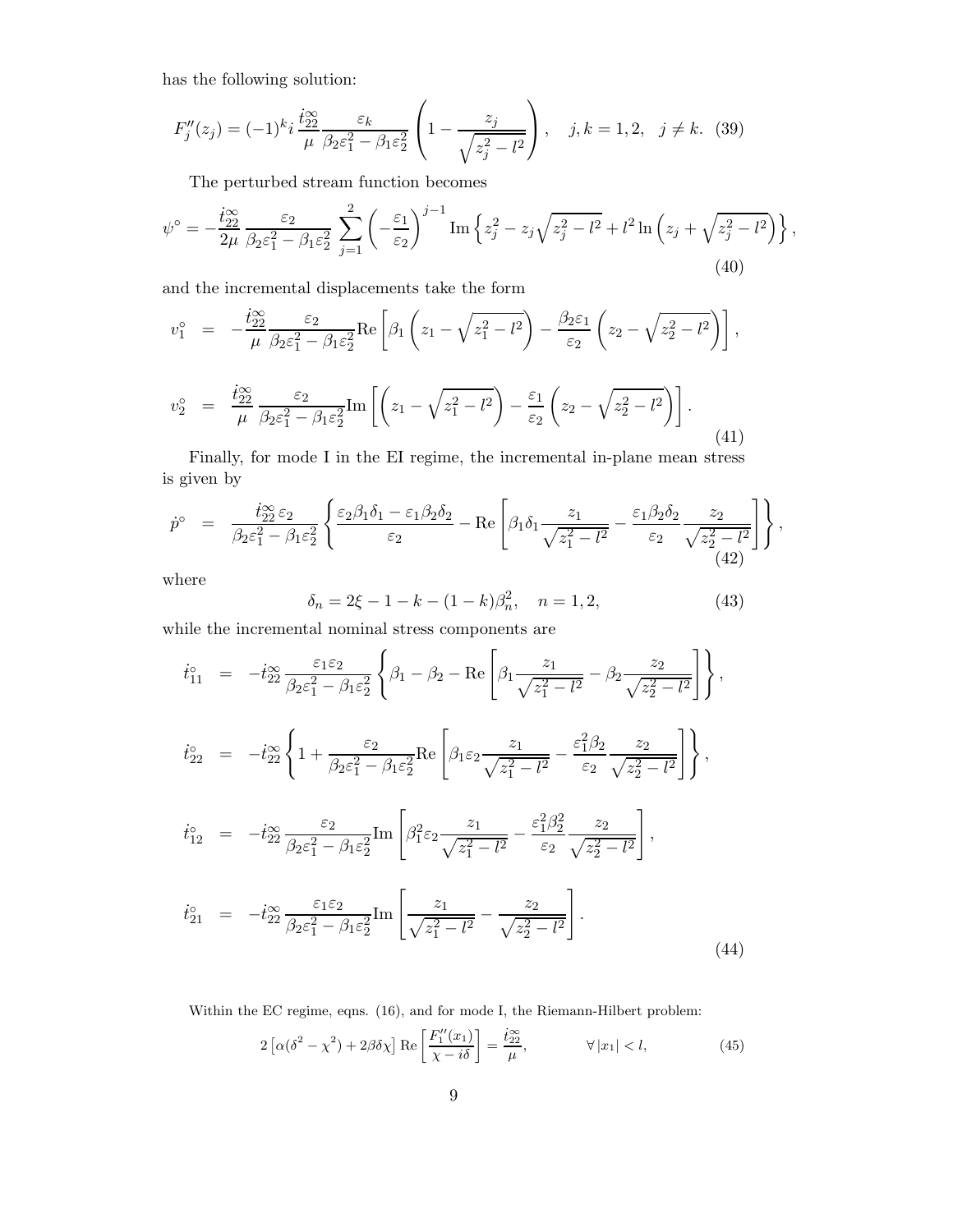has the following solution:

$$F_j''(z_j) = (-1)^k i \, \frac{\dot{t}_{22}^{\infty}}{\mu} \frac{\varepsilon_k}{\beta_2 \varepsilon_1^2 - \beta_1 \varepsilon_2^2} \left( 1 - \frac{z_j}{\sqrt{z_j^2 - l^2}} \right), \quad j, k = 1, 2, \quad j \neq k. \quad (39)$$

The perturbed stream function becomes

$$\psi^{\circ} = -\frac{\dot{t}_{22}^{\infty}}{2\mu} \frac{\varepsilon_2}{\beta_2 \varepsilon_1^2 - \beta_1 \varepsilon_2^2} \sum_{j=1}^{2} \left( -\frac{\varepsilon_1}{\varepsilon_2} \right)^{j-1} \mathrm{Im} \left\{ z_j^2 - z_j \sqrt{z_j^2 - l^2} + l^2 \ln \left( z_j + \sqrt{z_j^2 - l^2} \right) \right\}, \quad (40)$$

and the incremental displacements take the form

$$\begin{aligned}
v_1^{\circ} &= -\frac{\dot{t}_{22}^{\infty}}{\mu} \frac{\varepsilon_2}{\beta_2 \varepsilon_1^2 - \beta_1 \varepsilon_2^2} \mathrm{Re} \left[ \beta_1 \left( z_1 - \sqrt{z_1^2 - l^2} \right) - \frac{\beta_2 \varepsilon_1}{\varepsilon_2} \left( z_2 - \sqrt{z_2^2 - l^2} \right) \right], \\
v_2^{\circ} &= \frac{\dot{t}_{22}^{\infty}}{\mu} \frac{\varepsilon_2}{\beta_2 \varepsilon_1^2 - \beta_1 \varepsilon_2^2} \mathrm{Im} \left[ \left( z_1 - \sqrt{z_1^2 - l^2} \right) - \frac{\varepsilon_1}{\varepsilon_2} \left( z_2 - \sqrt{z_2^2 - l^2} \right) \right].
\end{aligned} \quad (41)$$

Finally, for mode I in the EI regime, the incremental in-plane mean stress is given by

$$\dot{p}^{\circ} = \frac{\dot{t}_{22}^{\infty} \varepsilon_2}{\beta_2 \varepsilon_1^2 - \beta_1 \varepsilon_2^2} \left\{ \frac{\varepsilon_2 \beta_1 \delta_1 - \varepsilon_1 \beta_2 \delta_2}{\varepsilon_2} - \mathrm{Re} \left[ \beta_1 \delta_1 \frac{z_1}{\sqrt{z_1^2 - l^2}} - \frac{\varepsilon_1 \beta_2 \delta_2}{\varepsilon_2} \frac{z_2}{\sqrt{z_2^2 - l^2}} \right] \right\}, \quad (42)$$

where

$$\delta_n = 2\xi - 1 - k - (1 - k) \beta_n^2, \quad n = 1, 2, \quad (43)$$

while the incremental nominal stress components are

$$\begin{aligned}
\dot{t}_{11}^{\circ} &= -\dot{t}_{22}^{\infty} \frac{\varepsilon_1 \varepsilon_2}{\beta_2 \varepsilon_1^2 - \beta_1 \varepsilon_2^2} \left\{ \beta_1 - \beta_2 - \mathrm{Re} \left[ \beta_1 \frac{z_1}{\sqrt{z_1^2 - l^2}} - \beta_2 \frac{z_2}{\sqrt{z_2^2 - l^2}} \right] \right\}, \\
\dot{t}_{22}^{\circ} &= -\dot{t}_{22}^{\infty} \left\{ 1 + \frac{\varepsilon_2}{\beta_2 \varepsilon_1^2 - \beta_1 \varepsilon_2^2} \mathrm{Re} \left[ \beta_1 \varepsilon_2 \frac{z_1}{\sqrt{z_1^2 - l^2}} - \frac{\varepsilon_1^2 \beta_2}{\varepsilon_2} \frac{z_2}{\sqrt{z_2^2 - l^2}} \right] \right\}, \\
\dot{t}_{12}^{\circ} &= -\dot{t}_{22}^{\infty} \frac{\varepsilon_2}{\beta_2 \varepsilon_1^2 - \beta_1 \varepsilon_2^2} \mathrm{Im} \left[ \beta_1^2 \varepsilon_2 \frac{z_1}{\sqrt{z_1^2 - l^2}} - \frac{\varepsilon_1^2 \beta_2^2}{\varepsilon_2} \frac{z_2}{\sqrt{z_2^2 - l^2}} \right], \\
\dot{t}_{21}^{\circ} &= -\dot{t}_{22}^{\infty} \frac{\varepsilon_1 \varepsilon_2}{\beta_2 \varepsilon_1^2 - \beta_1 \varepsilon_2^2} \mathrm{Im} \left[ \frac{z_1}{\sqrt{z_1^2 - l^2}} - \frac{z_2}{\sqrt{z_2^2 - l^2}} \right].
\end{aligned} \quad (44)$$

Within the EC regime, eqns. (16), and for mode I, the Riemann-Hilbert problem:

$$2 \left[ \alpha (\delta^2 - \chi^2) + 2 \beta \delta \chi \right] \mathrm{Re} \left[ \frac{F_1''(x_1)}{\chi - i \delta} \right] = \frac{\dot{t}_{22}^{\infty}}{\mu}, \qquad \forall \, |x_1| < l, \quad (45)$$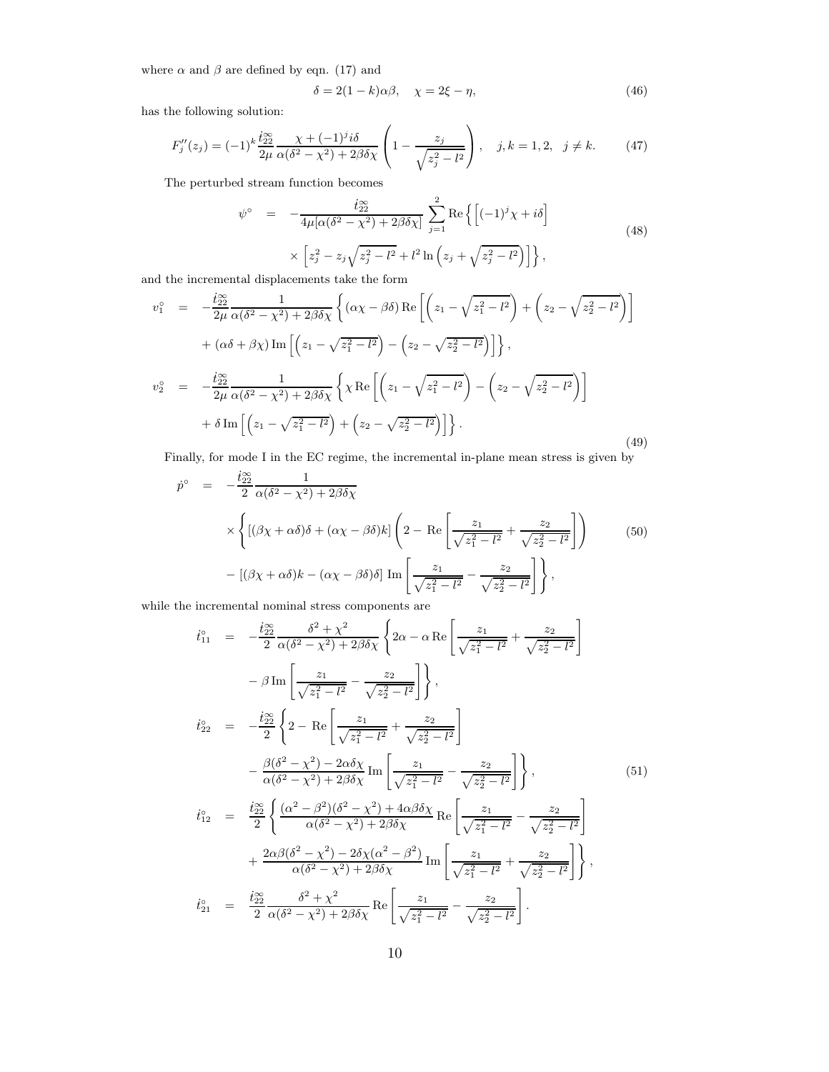where $\alpha$ and $\beta$ are defined by eqn. (17) and

$$\delta = 2(1-k)\alpha\beta, \quad \chi = 2\xi - \eta, \tag{46}$$

has the following solution:

$$F_j''(z_j) = (-1)^k \frac{\dot{t}_{22}^{\infty}}{2\mu} \frac{\chi + (-1)^j i\delta}{\alpha(\delta^2 - \chi^2) + 2\beta\delta\chi} \left(1 - \frac{z_j}{\sqrt{z_j^2 - l^2}}\right), \quad j,k = 1,2, \quad j \neq k. \tag{47}$$

The perturbed stream function becomes

$$\begin{aligned}
\psi^{\circ} &= -\frac{\dot{t}_{22}^{\infty}}{4\mu[\alpha(\delta^2 - \chi^2) + 2\beta\delta\chi]} \sum_{j=1}^{2} \mathrm{Re}\left\{ \left[(-1)^j \chi + i\delta\right] \right. \\
&\quad \times \left. \left[ z_j^2 - z_j\sqrt{z_j^2 - l^2} + l^2 \ln\left(z_j + \sqrt{z_j^2 - l^2}\right)\right] \right\},
\end{aligned} \tag{48}$$

and the incremental displacements take the form

$$\begin{aligned}
v_1^{\circ} &= -\frac{\dot{t}_{22}^{\infty}}{2\mu} \frac{1}{\alpha(\delta^2 - \chi^2) + 2\beta\delta\chi} \left\{ (\alpha\chi - \beta\delta)\,\mathrm{Re}\left[ \left(z_1 - \sqrt{z_1^2 - l^2}\right) + \left(z_2 - \sqrt{z_2^2 - l^2}\right)\right] \right. \\
&\quad \left. + (\alpha\delta + \beta\chi)\,\mathrm{Im}\left[ \left(z_1 - \sqrt{z_1^2 - l^2}\right) - \left(z_2 - \sqrt{z_2^2 - l^2}\right)\right] \right\}, \\
v_2^{\circ} &= -\frac{\dot{t}_{22}^{\infty}}{2\mu} \frac{1}{\alpha(\delta^2 - \chi^2) + 2\beta\delta\chi} \left\{ \chi\,\mathrm{Re}\left[ \left(z_1 - \sqrt{z_1^2 - l^2}\right) - \left(z_2 - \sqrt{z_2^2 - l^2}\right)\right] \right. \\
&\quad \left. + \delta\,\mathrm{Im}\left[ \left(z_1 - \sqrt{z_1^2 - l^2}\right) + \left(z_2 - \sqrt{z_2^2 - l^2}\right)\right] \right\}.
\end{aligned} \tag{49}$$

Finally, for mode I in the EC regime, the incremental in-plane mean stress is given by

$$\begin{aligned}
\dot{p}^{\circ} &= -\frac{\dot{t}_{22}^{\infty}}{2} \frac{1}{\alpha(\delta^2 - \chi^2) + 2\beta\delta\chi} \\
&\quad \times \left\{ [(\beta\chi + \alpha\delta)\delta + (\alpha\chi - \beta\delta)k] \left(2 - \mathrm{Re}\left[\frac{z_1}{\sqrt{z_1^2 - l^2}} + \frac{z_2}{\sqrt{z_2^2 - l^2}}\right]\right) \right. \\
&\quad \left. - [(\beta\chi + \alpha\delta)k - (\alpha\chi - \beta\delta)\delta]\,\mathrm{Im}\left[\frac{z_1}{\sqrt{z_1^2 - l^2}} - \frac{z_2}{\sqrt{z_2^2 - l^2}}\right] \right\},
\end{aligned} \tag{50}$$

while the incremental nominal stress components are

$$\begin{aligned}
\dot{t}_{11}^{\circ} &= -\frac{\dot{t}_{22}^{\infty}}{2} \frac{\delta^2 + \chi^2}{\alpha(\delta^2 - \chi^2) + 2\beta\delta\chi} \left\{ 2\alpha - \alpha\,\mathrm{Re}\left[\frac{z_1}{\sqrt{z_1^2 - l^2}} + \frac{z_2}{\sqrt{z_2^2 - l^2}}\right] \right. \\
&\quad \left. - \beta\,\mathrm{Im}\left[\frac{z_1}{\sqrt{z_1^2 - l^2}} - \frac{z_2}{\sqrt{z_2^2 - l^2}}\right] \right\}, \\
\dot{t}_{22}^{\circ} &= -\frac{\dot{t}_{22}^{\infty}}{2} \left\{ 2 - \mathrm{Re}\left[\frac{z_1}{\sqrt{z_1^2 - l^2}} + \frac{z_2}{\sqrt{z_2^2 - l^2}}\right] \right. \\
&\quad \left. - \frac{\beta(\delta^2 - \chi^2) - 2\alpha\delta\chi}{\alpha(\delta^2 - \chi^2) + 2\beta\delta\chi}\,\mathrm{Im}\left[\frac{z_1}{\sqrt{z_1^2 - l^2}} - \frac{z_2}{\sqrt{z_2^2 - l^2}}\right] \right\}, \\
\dot{t}_{12}^{\circ} &= \frac{\dot{t}_{22}^{\infty}}{2} \left\{ \frac{(\alpha^2 - \beta^2)(\delta^2 - \chi^2) + 4\alpha\beta\delta\chi}{\alpha(\delta^2 - \chi^2) + 2\beta\delta\chi}\,\mathrm{Re}\left[\frac{z_1}{\sqrt{z_1^2 - l^2}} - \frac{z_2}{\sqrt{z_2^2 - l^2}}\right] \right. \\
&\quad \left. + \frac{2\alpha\beta(\delta^2 - \chi^2) - 2\delta\chi(\alpha^2 - \beta^2)}{\alpha(\delta^2 - \chi^2) + 2\beta\delta\chi}\,\mathrm{Im}\left[\frac{z_1}{\sqrt{z_1^2 - l^2}} + \frac{z_2}{\sqrt{z_2^2 - l^2}}\right] \right\}, \\
\dot{t}_{21}^{\circ} &= \frac{\dot{t}_{22}^{\infty}}{2} \frac{\delta^2 + \chi^2}{\alpha(\delta^2 - \chi^2) + 2\beta\delta\chi}\,\mathrm{Re}\left[\frac{z_1}{\sqrt{z_1^2 - l^2}} - \frac{z_2}{\sqrt{z_2^2 - l^2}}\right].
\end{aligned} \tag{51}$$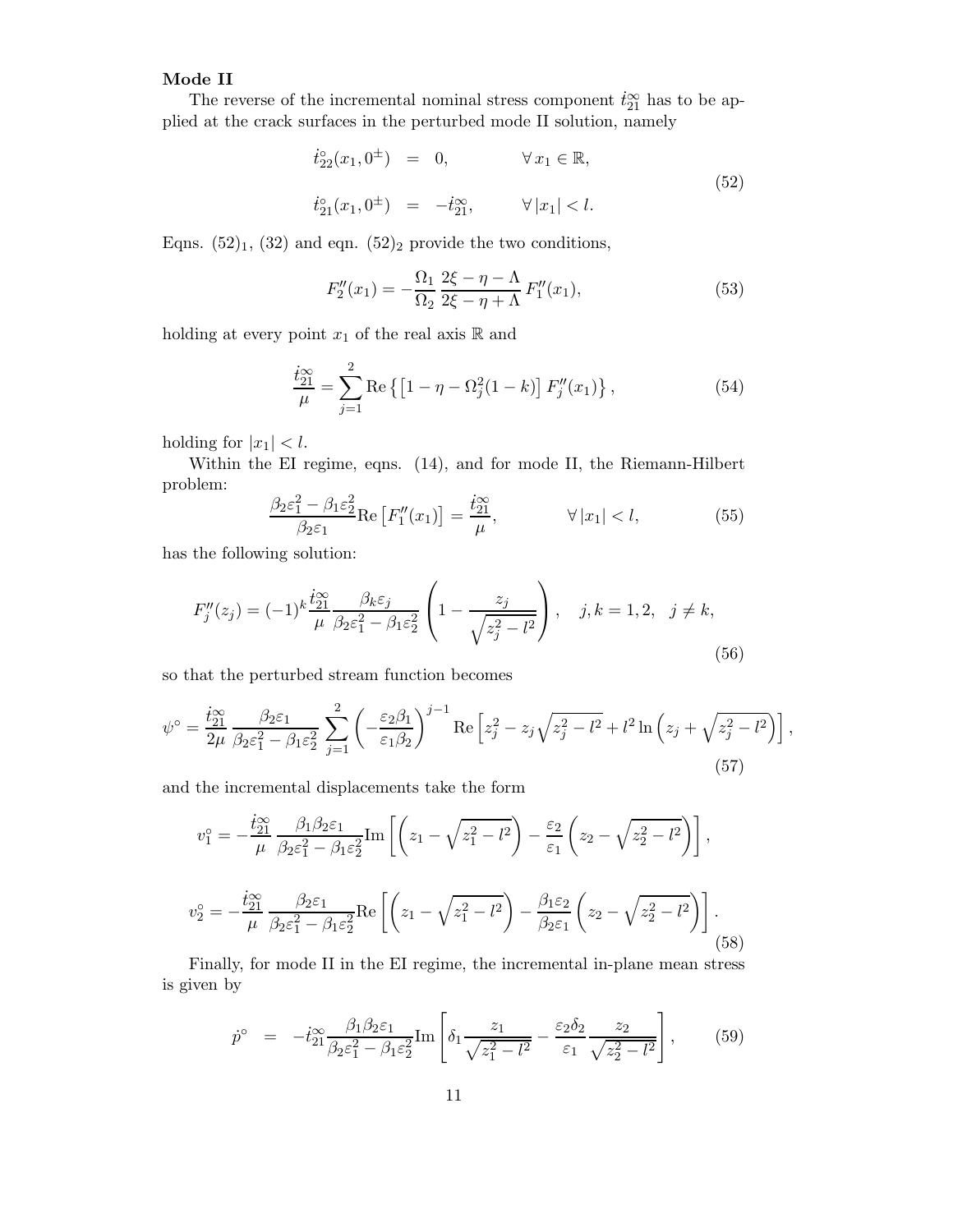**Mode II**

The reverse of the incremental nominal stress component $\dot{t}_{21}^{\infty}$ has to be applied at the crack surfaces in the perturbed mode II solution, namely

$$
\begin{aligned}
\dot{t}_{22}^{\circ}(x_1, 0^{\pm}) &= 0, \qquad\qquad \forall\, x_1 \in \mathbb{R}, \\
\dot{t}_{21}^{\circ}(x_1, 0^{\pm}) &= -\dot{t}_{21}^{\infty}, \qquad \forall\, |x_1| < l.
\end{aligned}
\tag{52}
$$

Eqns. $(52)_1$, (32) and eqn. $(52)_2$ provide the two conditions,

$$
F_2''(x_1) = -\frac{\Omega_1}{\Omega_2}\,\frac{2\xi - \eta - \Lambda}{2\xi - \eta + \Lambda}\, F_1''(x_1),
\tag{53}
$$

holding at every point $x_1$ of the real axis $\mathbb{R}$ and

$$
\frac{\dot{t}_{21}^{\infty}}{\mu} = \sum_{j=1}^{2} \mathrm{Re}\left\{ \left[ 1 - \eta - \Omega_j^2 (1-k) \right] F_j''(x_1) \right\},
\tag{54}
$$

holding for $|x_1| < l$.

Within the EI regime, eqns. (14), and for mode II, the Riemann-Hilbert problem:

$$
\frac{\beta_2 \varepsilon_1^2 - \beta_1 \varepsilon_2^2}{\beta_2 \varepsilon_1} \mathrm{Re}\left[ F_1''(x_1) \right] = \frac{\dot{t}_{21}^{\infty}}{\mu}, \qquad\qquad \forall\, |x_1| < l,
\tag{55}
$$

has the following solution:

$$
F_j''(z_j) = (-1)^k \frac{\dot{t}_{21}^{\infty}}{\mu} \frac{\beta_k \varepsilon_j}{\beta_2 \varepsilon_1^2 - \beta_1 \varepsilon_2^2} \left( 1 - \frac{z_j}{\sqrt{z_j^2 - l^2}} \right), \quad j,k = 1,2, \quad j \neq k,
\tag{56}
$$

so that the perturbed stream function becomes

$$
\psi^{\circ} = \frac{\dot{t}_{21}^{\infty}}{2\mu} \frac{\beta_2 \varepsilon_1}{\beta_2 \varepsilon_1^2 - \beta_1 \varepsilon_2^2} \sum_{j=1}^{2} \left( -\frac{\varepsilon_2 \beta_1}{\varepsilon_1 \beta_2} \right)^{j-1} \mathrm{Re}\left[ z_j^2 - z_j \sqrt{z_j^2 - l^2} + l^2 \ln\left( z_j + \sqrt{z_j^2 - l^2} \right) \right],
\tag{57}
$$

and the incremental displacements take the form

$$
\begin{aligned}
v_1^{\circ} &= -\frac{\dot{t}_{21}^{\infty}}{\mu} \frac{\beta_1 \beta_2 \varepsilon_1}{\beta_2 \varepsilon_1^2 - \beta_1 \varepsilon_2^2} \mathrm{Im}\left[ \left( z_1 - \sqrt{z_1^2 - l^2} \right) - \frac{\varepsilon_2}{\varepsilon_1} \left( z_2 - \sqrt{z_2^2 - l^2} \right) \right], \\
v_2^{\circ} &= -\frac{\dot{t}_{21}^{\infty}}{\mu} \frac{\beta_2 \varepsilon_1}{\beta_2 \varepsilon_1^2 - \beta_1 \varepsilon_2^2} \mathrm{Re}\left[ \left( z_1 - \sqrt{z_1^2 - l^2} \right) - \frac{\beta_1 \varepsilon_2}{\beta_2 \varepsilon_1} \left( z_2 - \sqrt{z_2^2 - l^2} \right) \right].
\end{aligned}
\tag{58}
$$

Finally, for mode II in the EI regime, the incremental in-plane mean stress is given by

$$
\dot{p}^{\circ} \;=\; -\dot{t}_{21}^{\infty} \frac{\beta_1 \beta_2 \varepsilon_1}{\beta_2 \varepsilon_1^2 - \beta_1 \varepsilon_2^2} \mathrm{Im}\left[ \delta_1 \frac{z_1}{\sqrt{z_1^2 - l^2}} - \frac{\varepsilon_2 \delta_2}{\varepsilon_1} \frac{z_2}{\sqrt{z_2^2 - l^2}} \right],
\tag{59}
$$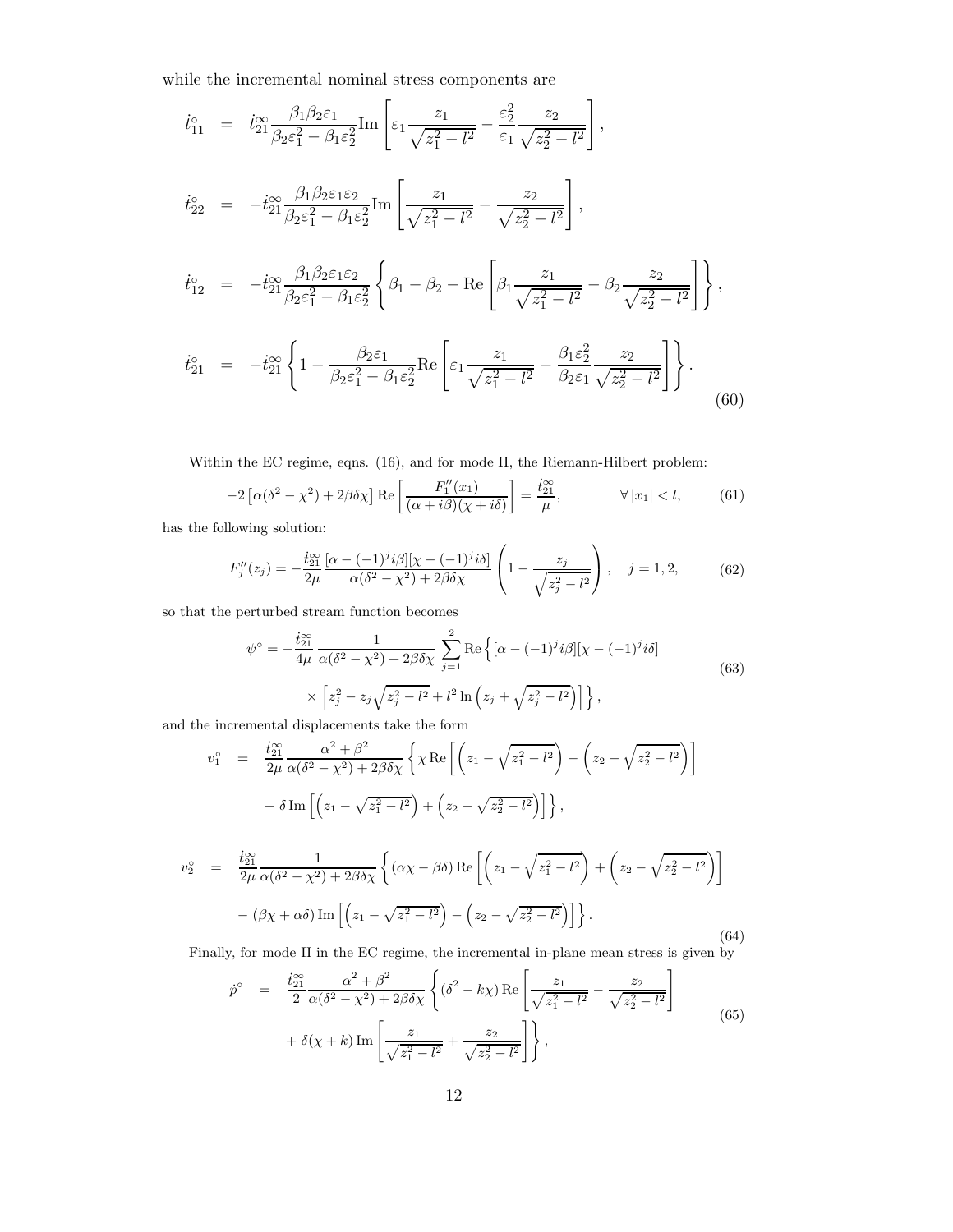while the incremental nominal stress components are

$$
\begin{aligned}
\dot{t}^{\circ}_{11} &= \dot{t}^{\infty}_{21} \frac{\beta_1 \beta_2 \varepsilon_1}{\beta_2 \varepsilon_1^2 - \beta_1 \varepsilon_2^2} \mathrm{Im}\left[ \varepsilon_1 \frac{z_1}{\sqrt{z_1^2 - l^2}} - \frac{\varepsilon_2^2}{\varepsilon_1} \frac{z_2}{\sqrt{z_2^2 - l^2}} \right], \\
\dot{t}^{\circ}_{22} &= -\dot{t}^{\infty}_{21} \frac{\beta_1 \beta_2 \varepsilon_1 \varepsilon_2}{\beta_2 \varepsilon_1^2 - \beta_1 \varepsilon_2^2} \mathrm{Im}\left[ \frac{z_1}{\sqrt{z_1^2 - l^2}} - \frac{z_2}{\sqrt{z_2^2 - l^2}} \right], \\
\dot{t}^{\circ}_{12} &= -\dot{t}^{\infty}_{21} \frac{\beta_1 \beta_2 \varepsilon_1 \varepsilon_2}{\beta_2 \varepsilon_1^2 - \beta_1 \varepsilon_2^2} \left\{ \beta_1 - \beta_2 - \mathrm{Re}\left[ \beta_1 \frac{z_1}{\sqrt{z_1^2 - l^2}} - \beta_2 \frac{z_2}{\sqrt{z_2^2 - l^2}} \right] \right\}, \\
\dot{t}^{\circ}_{21} &= -\dot{t}^{\infty}_{21} \left\{ 1 - \frac{\beta_2 \varepsilon_1}{\beta_2 \varepsilon_1^2 - \beta_1 \varepsilon_2^2} \mathrm{Re}\left[ \varepsilon_1 \frac{z_1}{\sqrt{z_1^2 - l^2}} - \frac{\beta_1 \varepsilon_2^2}{\beta_2 \varepsilon_1} \frac{z_2}{\sqrt{z_2^2 - l^2}} \right] \right\}.
\end{aligned}
\tag{60}
$$

Within the EC regime, eqns. (16), and for mode II, the Riemann-Hilbert problem:

$$
-2\left[\alpha(\delta^2 - \chi^2) + 2\beta\delta\chi\right] \mathrm{Re}\left[ \frac{F_1''(x_1)}{(\alpha + i\beta)(\chi + i\delta)} \right] = \frac{\dot{t}^{\infty}_{21}}{\mu}, \qquad \forall\, |x_1| < l, \tag{61}
$$

has the following solution:

$$
F_j''(z_j) = -\frac{\dot{t}^{\infty}_{21}}{2\mu} \frac{[\alpha - (-1)^j i\beta][\chi - (-1)^j i\delta]}{\alpha(\delta^2 - \chi^2) + 2\beta\delta\chi} \left( 1 - \frac{z_j}{\sqrt{z_j^2 - l^2}} \right), \quad j = 1, 2, \tag{62}
$$

so that the perturbed stream function becomes

$$
\begin{aligned}
\psi^{\circ} = -\frac{\dot{t}^{\infty}_{21}}{4\mu} \frac{1}{\alpha(\delta^2 - \chi^2) + 2\beta\delta\chi} \sum_{j=1}^{2} \mathrm{Re}\Big\{ &[\alpha - (-1)^j i\beta][\chi - (-1)^j i\delta] \\
&\times \left[ z_j^2 - z_j\sqrt{z_j^2 - l^2} + l^2 \ln\left( z_j + \sqrt{z_j^2 - l^2} \right) \right] \Big\},
\end{aligned}
\tag{63}
$$

and the incremental displacements take the form

$$
\begin{aligned}
v^{\circ}_1 &= \frac{\dot{t}^{\infty}_{21}}{2\mu} \frac{\alpha^2 + \beta^2}{\alpha(\delta^2 - \chi^2) + 2\beta\delta\chi} \Big\{ \chi\, \mathrm{Re}\left[ \left( z_1 - \sqrt{z_1^2 - l^2} \right) - \left( z_2 - \sqrt{z_2^2 - l^2} \right) \right] \\
&\qquad - \delta\, \mathrm{Im}\left[ \left( z_1 - \sqrt{z_1^2 - l^2} \right) + \left( z_2 - \sqrt{z_2^2 - l^2} \right) \right] \Big\}, \\
v^{\circ}_2 &= \frac{\dot{t}^{\infty}_{21}}{2\mu} \frac{1}{\alpha(\delta^2 - \chi^2) + 2\beta\delta\chi} \Big\{ (\alpha\chi - \beta\delta)\, \mathrm{Re}\left[ \left( z_1 - \sqrt{z_1^2 - l^2} \right) + \left( z_2 - \sqrt{z_2^2 - l^2} \right) \right] \\
&\qquad - (\beta\chi + \alpha\delta)\, \mathrm{Im}\left[ \left( z_1 - \sqrt{z_1^2 - l^2} \right) - \left( z_2 - \sqrt{z_2^2 - l^2} \right) \right] \Big\}.
\end{aligned}
\tag{64}
$$

Finally, for mode II in the EC regime, the incremental in-plane mean stress is given by

$$
\begin{aligned}
\dot{p}^{\circ} &= \frac{\dot{t}^{\infty}_{21}}{2} \frac{\alpha^2 + \beta^2}{\alpha(\delta^2 - \chi^2) + 2\beta\delta\chi} \Big\{ (\delta^2 - k\chi)\, \mathrm{Re}\left[ \frac{z_1}{\sqrt{z_1^2 - l^2}} - \frac{z_2}{\sqrt{z_2^2 - l^2}} \right] \\
&\qquad + \delta(\chi + k)\, \mathrm{Im}\left[ \frac{z_1}{\sqrt{z_1^2 - l^2}} + \frac{z_2}{\sqrt{z_2^2 - l^2}} \right] \Big\},
\end{aligned}
\tag{65}
$$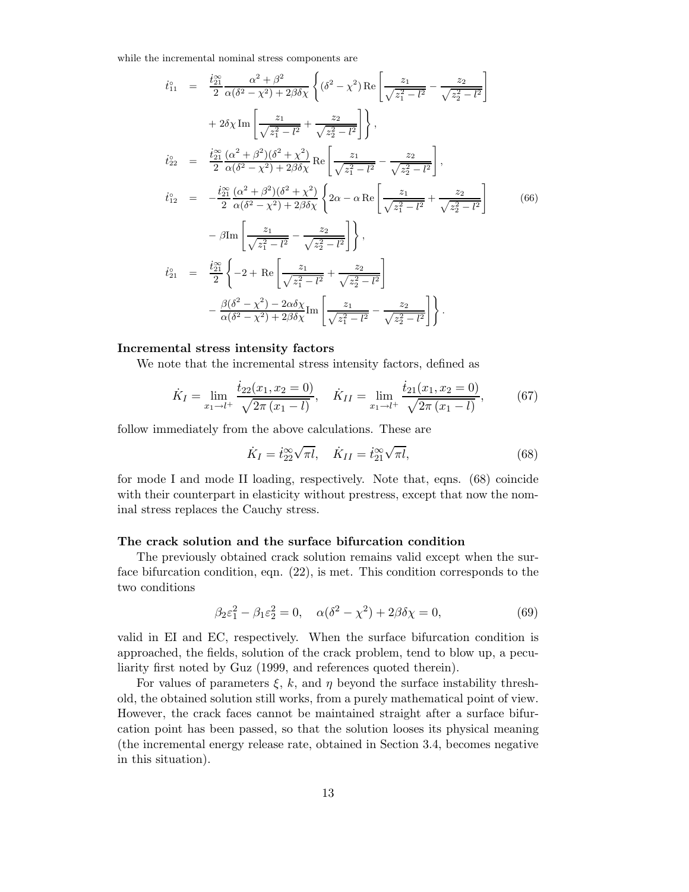while the incremental nominal stress components are

$$
\begin{aligned}
\dot{t}^{\circ}_{11} &= \frac{\dot{t}^{\infty}_{21}}{2}\frac{\alpha^2+\beta^2}{\alpha(\delta^2-\chi^2)+2\beta\delta\chi}\left\{(\delta^2-\chi^2)\,\mathrm{Re}\left[\frac{z_1}{\sqrt{z_1^2-l^2}}-\frac{z_2}{\sqrt{z_2^2-l^2}}\right]\right.\\
&\quad\left.+\,2\delta\chi\,\mathrm{Im}\left[\frac{z_1}{\sqrt{z_1^2-l^2}}+\frac{z_2}{\sqrt{z_2^2-l^2}}\right]\right\},\\
\dot{t}^{\circ}_{22} &= \frac{\dot{t}^{\infty}_{21}}{2}\frac{(\alpha^2+\beta^2)(\delta^2+\chi^2)}{\alpha(\delta^2-\chi^2)+2\beta\delta\chi}\,\mathrm{Re}\left[\frac{z_1}{\sqrt{z_1^2-l^2}}-\frac{z_2}{\sqrt{z_2^2-l^2}}\right],\\
\dot{t}^{\circ}_{12} &= -\frac{\dot{t}^{\infty}_{21}}{2}\frac{(\alpha^2+\beta^2)(\delta^2+\chi^2)}{\alpha(\delta^2-\chi^2)+2\beta\delta\chi}\left\{2\alpha-\alpha\,\mathrm{Re}\left[\frac{z_1}{\sqrt{z_1^2-l^2}}+\frac{z_2}{\sqrt{z_2^2-l^2}}\right]\right.\\
&\quad\left.-\,\beta\mathrm{Im}\left[\frac{z_1}{\sqrt{z_1^2-l^2}}-\frac{z_2}{\sqrt{z_2^2-l^2}}\right]\right\},\\
\dot{t}^{\circ}_{21} &= \frac{\dot{t}^{\infty}_{21}}{2}\left\{-2+\mathrm{Re}\left[\frac{z_1}{\sqrt{z_1^2-l^2}}+\frac{z_2}{\sqrt{z_2^2-l^2}}\right]\right.\\
&\quad\left.-\,\frac{\beta(\delta^2-\chi^2)-2\alpha\delta\chi}{\alpha(\delta^2-\chi^2)+2\beta\delta\chi}\mathrm{Im}\left[\frac{z_1}{\sqrt{z_1^2-l^2}}-\frac{z_2}{\sqrt{z_2^2-l^2}}\right]\right\}.
\end{aligned}
\tag{66}
$$

**Incremental stress intensity factors**

We note that the incremental stress intensity factors, defined as

$$
\dot{K}_I=\lim_{x_1\to l^+}\frac{\dot{t}_{22}(x_1,x_2=0)}{\sqrt{2\pi\,(x_1-l)}},\quad \dot{K}_{II}=\lim_{x_1\to l^+}\frac{\dot{t}_{21}(x_1,x_2=0)}{\sqrt{2\pi\,(x_1-l)}},\tag{67}
$$

follow immediately from the above calculations. These are

$$
\dot{K}_I=\dot{t}^{\infty}_{22}\sqrt{\pi l},\quad \dot{K}_{II}=\dot{t}^{\infty}_{21}\sqrt{\pi l},\tag{68}
$$

for mode I and mode II loading, respectively. Note that, eqns. (68) coincide with their counterpart in elasticity without prestress, except that now the nominal stress replaces the Cauchy stress.

**The crack solution and the surface bifurcation condition**

The previously obtained crack solution remains valid except when the surface bifurcation condition, eqn. (22), is met. This condition corresponds to the two conditions

$$
\beta_2\varepsilon_1^2-\beta_1\varepsilon_2^2=0,\quad \alpha(\delta^2-\chi^2)+2\beta\delta\chi=0,\tag{69}
$$

valid in EI and EC, respectively. When the surface bifurcation condition is approached, the fields, solution of the crack problem, tend to blow up, a peculiarity first noted by Guz (1999, and references quoted therein).

For values of parameters $\xi$, $k$, and $\eta$ beyond the surface instability threshold, the obtained solution still works, from a purely mathematical point of view. However, the crack faces cannot be maintained straight after a surface bifurcation point has been passed, so that the solution looses its physical meaning (the incremental energy release rate, obtained in Section 3.4, becomes negative in this situation).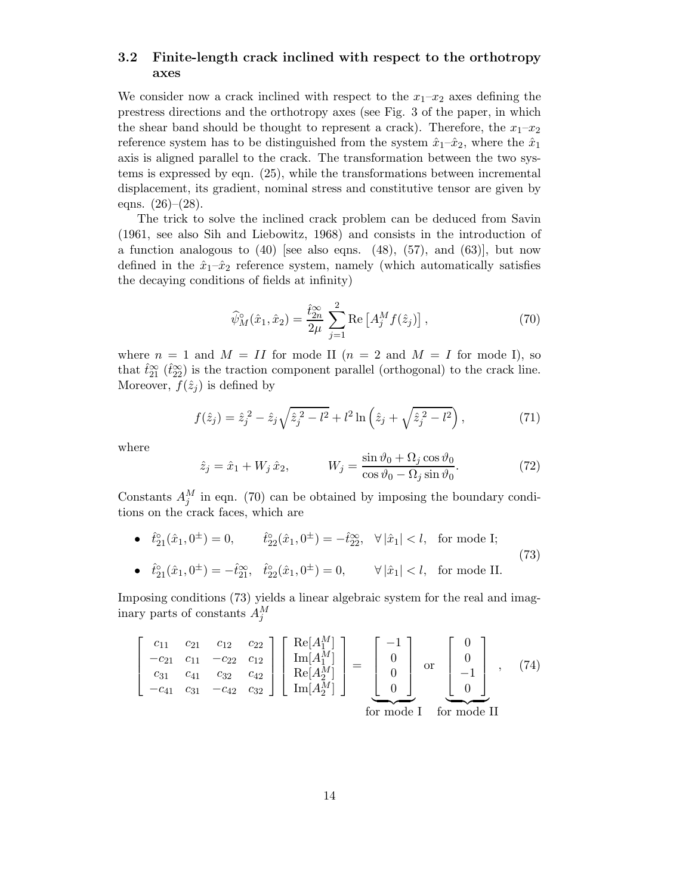### 3.2 Finite-length crack inclined with respect to the orthotropy axes

We consider now a crack inclined with respect to the $x_1$–$x_2$ axes defining the prestress directions and the orthotropy axes (see Fig. 3 of the paper, in which the shear band should be thought to represent a crack). Therefore, the $x_1$–$x_2$ reference system has to be distinguished from the system $\hat{x}_1$–$\hat{x}_2$, where the $\hat{x}_1$ axis is aligned parallel to the crack. The transformation between the two systems is expressed by eqn. (25), while the transformations between incremental displacement, its gradient, nominal stress and constitutive tensor are given by eqns. (26)–(28).

The trick to solve the inclined crack problem can be deduced from Savin (1961, see also Sih and Liebowitz, 1968) and consists in the introduction of a function analogous to (40) [see also eqns. (48), (57), and (63)], but now defined in the $\hat{x}_1$–$\hat{x}_2$ reference system, namely (which automatically satisfies the decaying conditions of fields at infinity)

$$
\widehat{\psi}^{\circ}_M(\hat{x}_1, \hat{x}_2) = \frac{\hat{t}^{\infty}_{2n}}{2\mu} \sum_{j=1}^{2} \mathrm{Re}\left[A^M_j f(\hat{z}_j)\right], \tag{70}
$$

where $n = 1$ and $M = II$ for mode II ($n = 2$ and $M = I$ for mode I), so that $\hat{t}^{\infty}_{21}$ ($\hat{t}^{\infty}_{22}$) is the traction component parallel (orthogonal) to the crack line. Moreover, $f(\hat{z}_j)$ is defined by

$$
f(\hat{z}_j) = \hat{z}_j^{\,2} - \hat{z}_j\sqrt{\hat{z}_j^{\,2} - l^2} + l^2 \ln\left(\hat{z}_j + \sqrt{\hat{z}_j^{\,2} - l^2}\right), \tag{71}
$$

where

$$
\hat{z}_j = \hat{x}_1 + W_j\, \hat{x}_2, \qquad W_j = \frac{\sin\vartheta_0 + \Omega_j \cos\vartheta_0}{\cos\vartheta_0 - \Omega_j \sin\vartheta_0}. \tag{72}
$$

Constants $A^M_j$ in eqn. (70) can be obtained by imposing the boundary conditions on the crack faces, which are

$$
\begin{aligned}
&\bullet \quad \hat{t}^{\circ}_{21}(\hat{x}_1, 0^{\pm}) = 0, \qquad \hat{t}^{\circ}_{22}(\hat{x}_1, 0^{\pm}) = -\hat{t}^{\infty}_{22}, \quad \forall\, |\hat{x}_1| < l, \quad \text{for mode I;} \\
&\bullet \quad \hat{t}^{\circ}_{21}(\hat{x}_1, 0^{\pm}) = -\hat{t}^{\infty}_{21}, \quad \hat{t}^{\circ}_{22}(\hat{x}_1, 0^{\pm}) = 0, \qquad \forall\, |\hat{x}_1| < l, \quad \text{for mode II.}
\end{aligned} \tag{73}
$$

Imposing conditions (73) yields a linear algebraic system for the real and imaginary parts of constants $A^M_j$

$$
\begin{bmatrix}
c_{11} & c_{21} & c_{12} & c_{22} \\
-c_{21} & c_{11} & -c_{22} & c_{12} \\
c_{31} & c_{41} & c_{32} & c_{42} \\
-c_{41} & c_{31} & -c_{42} & c_{32}
\end{bmatrix}
\begin{bmatrix}
\mathrm{Re}[A^M_1] \\ \mathrm{Im}[A^M_1] \\ \mathrm{Re}[A^M_2] \\ \mathrm{Im}[A^M_2]
\end{bmatrix}
=
\underbrace{\begin{bmatrix} -1 \\ 0 \\ 0 \\ 0 \end{bmatrix}}_{\text{for mode I}}
\quad \text{or} \quad
\underbrace{\begin{bmatrix} 0 \\ 0 \\ -1 \\ 0 \end{bmatrix}}_{\text{for mode II}}, \tag{74}
$$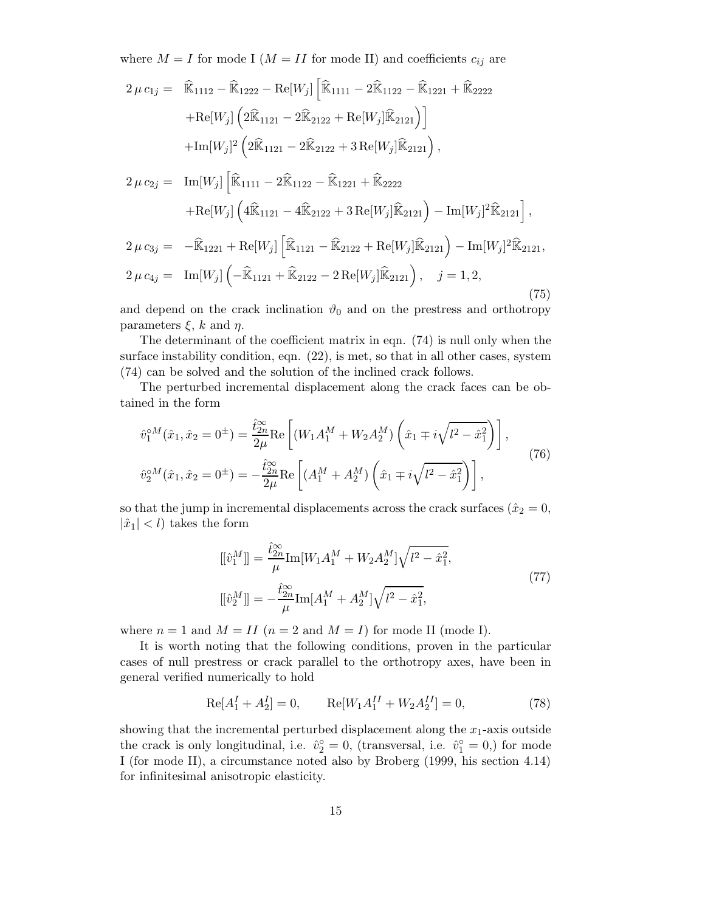where $M = I$ for mode I ($M = II$ for mode II) and coefficients $c_{ij}$ are

$$
\begin{aligned}
2\,\mu\, c_{1j} = \;& \widehat{\mathbb{K}}_{1112} - \widehat{\mathbb{K}}_{1222} - \mathrm{Re}[W_j]\Big[\widehat{\mathbb{K}}_{1111} - 2\widehat{\mathbb{K}}_{1122} - \widehat{\mathbb{K}}_{1221} + \widehat{\mathbb{K}}_{2222} \\
& + \mathrm{Re}[W_j]\left(2\widehat{\mathbb{K}}_{1121} - 2\widehat{\mathbb{K}}_{2122} + \mathrm{Re}[W_j]\widehat{\mathbb{K}}_{2121}\right)\Big] \\
& + \mathrm{Im}[W_j]^2\left(2\widehat{\mathbb{K}}_{1121} - 2\widehat{\mathbb{K}}_{2122} + 3\,\mathrm{Re}[W_j]\widehat{\mathbb{K}}_{2121}\right), \\
2\,\mu\, c_{2j} = \;& \mathrm{Im}[W_j]\Big[\widehat{\mathbb{K}}_{1111} - 2\widehat{\mathbb{K}}_{1122} - \widehat{\mathbb{K}}_{1221} + \widehat{\mathbb{K}}_{2222} \\
& + \mathrm{Re}[W_j]\left(4\widehat{\mathbb{K}}_{1121} - 4\widehat{\mathbb{K}}_{2122} + 3\,\mathrm{Re}[W_j]\widehat{\mathbb{K}}_{2121}\right) - \mathrm{Im}[W_j]^2\widehat{\mathbb{K}}_{2121}\Big], \\
2\,\mu\, c_{3j} = \;& -\widehat{\mathbb{K}}_{1221} + \mathrm{Re}[W_j]\Big[\widehat{\mathbb{K}}_{1121} - \widehat{\mathbb{K}}_{2122} + \mathrm{Re}[W_j]\widehat{\mathbb{K}}_{2121}\Big) - \mathrm{Im}[W_j]^2\widehat{\mathbb{K}}_{2121}, \\
2\,\mu\, c_{4j} = \;& \mathrm{Im}[W_j]\left(-\widehat{\mathbb{K}}_{1121} + \widehat{\mathbb{K}}_{2122} - 2\,\mathrm{Re}[W_j]\widehat{\mathbb{K}}_{2121}\right), \quad j = 1, 2,
\end{aligned}
\tag{75}
$$

and depend on the crack inclination $\vartheta_0$ and on the prestress and orthotropy parameters $\xi$, $k$ and $\eta$.

The determinant of the coefficient matrix in eqn. (74) is null only when the surface instability condition, eqn. (22), is met, so that in all other cases, system (74) can be solved and the solution of the inclined crack follows.

The perturbed incremental displacement along the crack faces can be obtained in the form

$$
\begin{aligned}
\hat{v}_1^{\circ M}(\hat{x}_1, \hat{x}_2 = 0^{\pm}) &= \frac{\hat{t}_{2n}^{\infty}}{2\mu}\mathrm{Re}\left[(W_1 A_1^M + W_2 A_2^M)\left(\hat{x}_1 \mp i\sqrt{l^2 - \hat{x}_1^2}\right)\right], \\
\hat{v}_2^{\circ M}(\hat{x}_1, \hat{x}_2 = 0^{\pm}) &= -\frac{\hat{t}_{2n}^{\infty}}{2\mu}\mathrm{Re}\left[(A_1^M + A_2^M)\left(\hat{x}_1 \mp i\sqrt{l^2 - \hat{x}_1^2}\right)\right],
\end{aligned}
\tag{76}
$$

so that the jump in incremental displacements across the crack surfaces ($\hat{x}_2 = 0$, $|\hat{x}_1| < l$) takes the form

$$
\begin{aligned}
[[\hat{v}_1^M]] &= \frac{\hat{t}_{2n}^{\infty}}{\mu}\mathrm{Im}[W_1 A_1^M + W_2 A_2^M]\sqrt{l^2 - \hat{x}_1^2}, \\
[[\hat{v}_2^M]] &= -\frac{\hat{t}_{2n}^{\infty}}{\mu}\mathrm{Im}[A_1^M + A_2^M]\sqrt{l^2 - \hat{x}_1^2},
\end{aligned}
\tag{77}
$$

where $n = 1$ and $M = II$ ($n = 2$ and $M = I$) for mode II (mode I).

It is worth noting that the following conditions, proven in the particular cases of null prestress or crack parallel to the orthotropy axes, have been in general verified numerically to hold

$$
\mathrm{Re}[A_1^I + A_2^I] = 0, \qquad \mathrm{Re}[W_1 A_1^{II} + W_2 A_2^{II}] = 0,
\tag{78}
$$

showing that the incremental perturbed displacement along the $x_1$-axis outside the crack is only longitudinal, i.e. $\hat{v}_2^{\circ} = 0$, (transversal, i.e. $\hat{v}_1^{\circ} = 0$,) for mode I (for mode II), a circumstance noted also by Broberg (1999, his section 4.14) for infinitesimal anisotropic elasticity.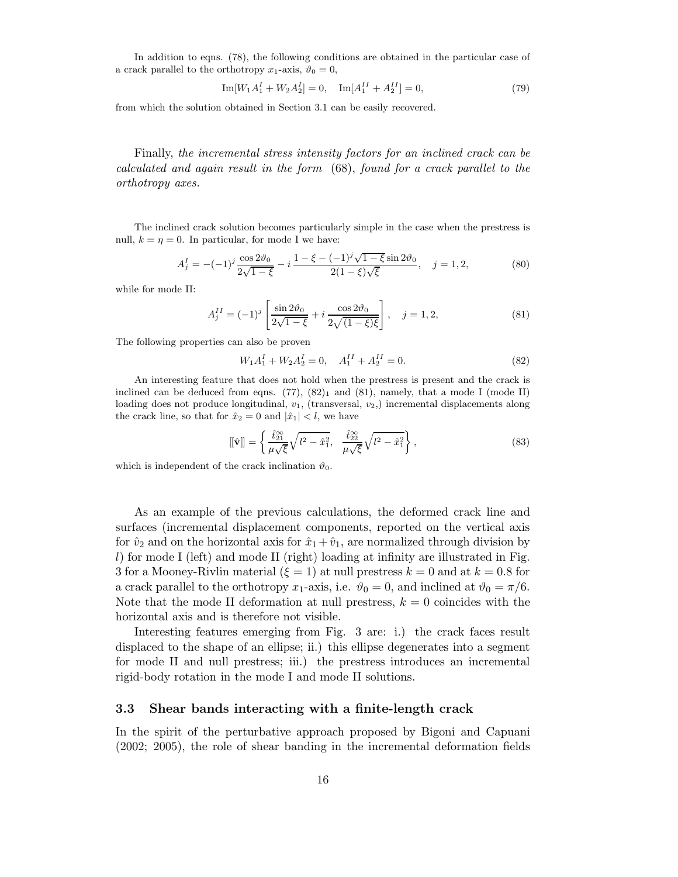In addition to eqns. (78), the following conditions are obtained in the particular case of a crack parallel to the orthotropy $x_1$-axis, $\vartheta_0 = 0$,

$$\text{Im}[W_1 A_1^I + W_2 A_2^I] = 0, \quad \text{Im}[A_1^{II} + A_2^{II}] = 0, \tag{79}$$

from which the solution obtained in Section 3.1 can be easily recovered.

Finally, *the incremental stress intensity factors for an inclined crack can be calculated and again result in the form* (68), *found for a crack parallel to the orthotropy axes.*

The inclined crack solution becomes particularly simple in the case when the prestress is null, $k = \eta = 0$. In particular, for mode I we have:

$$A_j^I = -(-1)^j \frac{\cos 2\vartheta_0}{2\sqrt{1-\xi}} - i\,\frac{1-\xi-(-1)^j\sqrt{1-\xi}\sin 2\vartheta_0}{2(1-\xi)\sqrt{\xi}}, \quad j = 1, 2, \tag{80}$$

while for mode II:

$$A_j^{II} = (-1)^j \left[\frac{\sin 2\vartheta_0}{2\sqrt{1-\xi}} + i\,\frac{\cos 2\vartheta_0}{2\sqrt{(1-\xi)\xi}}\right], \quad j = 1, 2, \tag{81}$$

The following properties can also be proven

$$W_1 A_1^I + W_2 A_2^I = 0, \quad A_1^{II} + A_2^{II} = 0. \tag{82}$$

An interesting feature that does not hold when the prestress is present and the crack is inclined can be deduced from eqns. (77), $(82)_1$ and (81), namely, that a mode I (mode II) loading does not produce longitudinal, $v_1$, (transversal, $v_2$,) incremental displacements along the crack line, so that for $\hat{x}_2 = 0$ and $|\hat{x}_1| < l$, we have

$$[\![\hat{\mathbf{v}}]\!] = \left\{ \frac{\hat{t}_{21}^\infty}{\mu\sqrt{\xi}}\sqrt{l^2 - \hat{x}_1^2}, \;\; \frac{\hat{t}_{22}^\infty}{\mu\sqrt{\xi}}\sqrt{l^2 - \hat{x}_1^2} \right\}, \tag{83}$$

which is independent of the crack inclination $\vartheta_0$.

As an example of the previous calculations, the deformed crack line and surfaces (incremental displacement components, reported on the vertical axis for $\hat{v}_2$ and on the horizontal axis for $\hat{x}_1 + \hat{v}_1$, are normalized through division by $l$) for mode I (left) and mode II (right) loading at infinity are illustrated in Fig. 3 for a Mooney-Rivlin material ($\xi = 1$) at null prestress $k = 0$ and at $k = 0.8$ for a crack parallel to the orthotropy $x_1$-axis, i.e. $\vartheta_0 = 0$, and inclined at $\vartheta_0 = \pi/6$. Note that the mode II deformation at null prestress, $k = 0$ coincides with the horizontal axis and is therefore not visible.

Interesting features emerging from Fig. 3 are: i.) the crack faces result displaced to the shape of an ellipse; ii.) this ellipse degenerates into a segment for mode II and null prestress; iii.) the prestress introduces an incremental rigid-body rotation in the mode I and mode II solutions.

### 3.3 Shear bands interacting with a finite-length crack

In the spirit of the perturbative approach proposed by Bigoni and Capuani (2002; 2005), the role of shear banding in the incremental deformation fields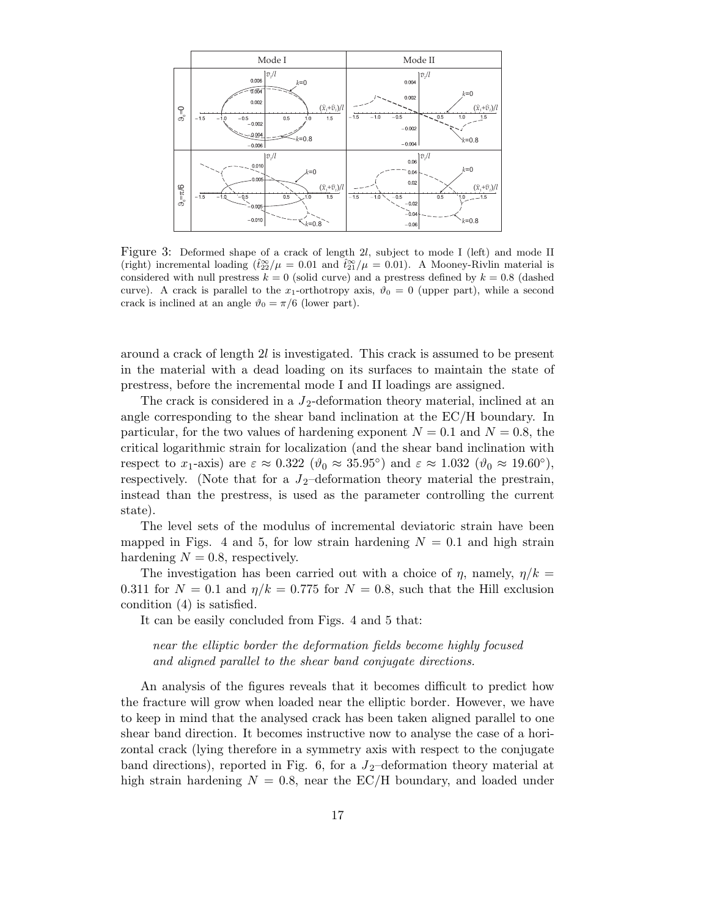Figure 3: Deformed shape of a crack of length $2l$, subject to mode I (left) and mode II (right) incremental loading ($\hat{t}_{22}^{\infty}/\mu = 0.01$ and $\hat{t}_{21}^{\infty}/\mu = 0.01$). A Mooney-Rivlin material is considered with null prestress $k = 0$ (solid curve) and a prestress defined by $k = 0.8$ (dashed curve). A crack is parallel to the $x_1$-orthotropy axis, $\vartheta_0 = 0$ (upper part), while a second crack is inclined at an angle $\vartheta_0 = \pi/6$ (lower part).

around a crack of length $2l$ is investigated. This crack is assumed to be present in the material with a dead loading on its surfaces to maintain the state of prestress, before the incremental mode I and II loadings are assigned.

The crack is considered in a $J_2$-deformation theory material, inclined at an angle corresponding to the shear band inclination at the EC/H boundary. In particular, for the two values of hardening exponent $N = 0.1$ and $N = 0.8$, the critical logarithmic strain for localization (and the shear band inclination with respect to $x_1$-axis) are $\varepsilon \approx 0.322$ ($\vartheta_0 \approx 35.95°$) and $\varepsilon \approx 1.032$ ($\vartheta_0 \approx 19.60°$), respectively. (Note that for a $J_2$–deformation theory material the prestrain, instead than the prestress, is used as the parameter controlling the current state).

The level sets of the modulus of incremental deviatoric strain have been mapped in Figs. 4 and 5, for low strain hardening $N = 0.1$ and high strain hardening $N = 0.8$, respectively.

The investigation has been carried out with a choice of $\eta$, namely, $\eta/k = 0.311$ for $N = 0.1$ and $\eta/k = 0.775$ for $N = 0.8$, such that the Hill exclusion condition (4) is satisfied.

It can be easily concluded from Figs. 4 and 5 that:

> *near the elliptic border the deformation fields become highly focused and aligned parallel to the shear band conjugate directions.*

An analysis of the figures reveals that it becomes difficult to predict how the fracture will grow when loaded near the elliptic border. However, we have to keep in mind that the analysed crack has been taken aligned parallel to one shear band direction. It becomes instructive now to analyse the case of a horizontal crack (lying therefore in a symmetry axis with respect to the conjugate band directions), reported in Fig. 6, for a $J_2$–deformation theory material at high strain hardening $N = 0.8$, near the EC/H boundary, and loaded under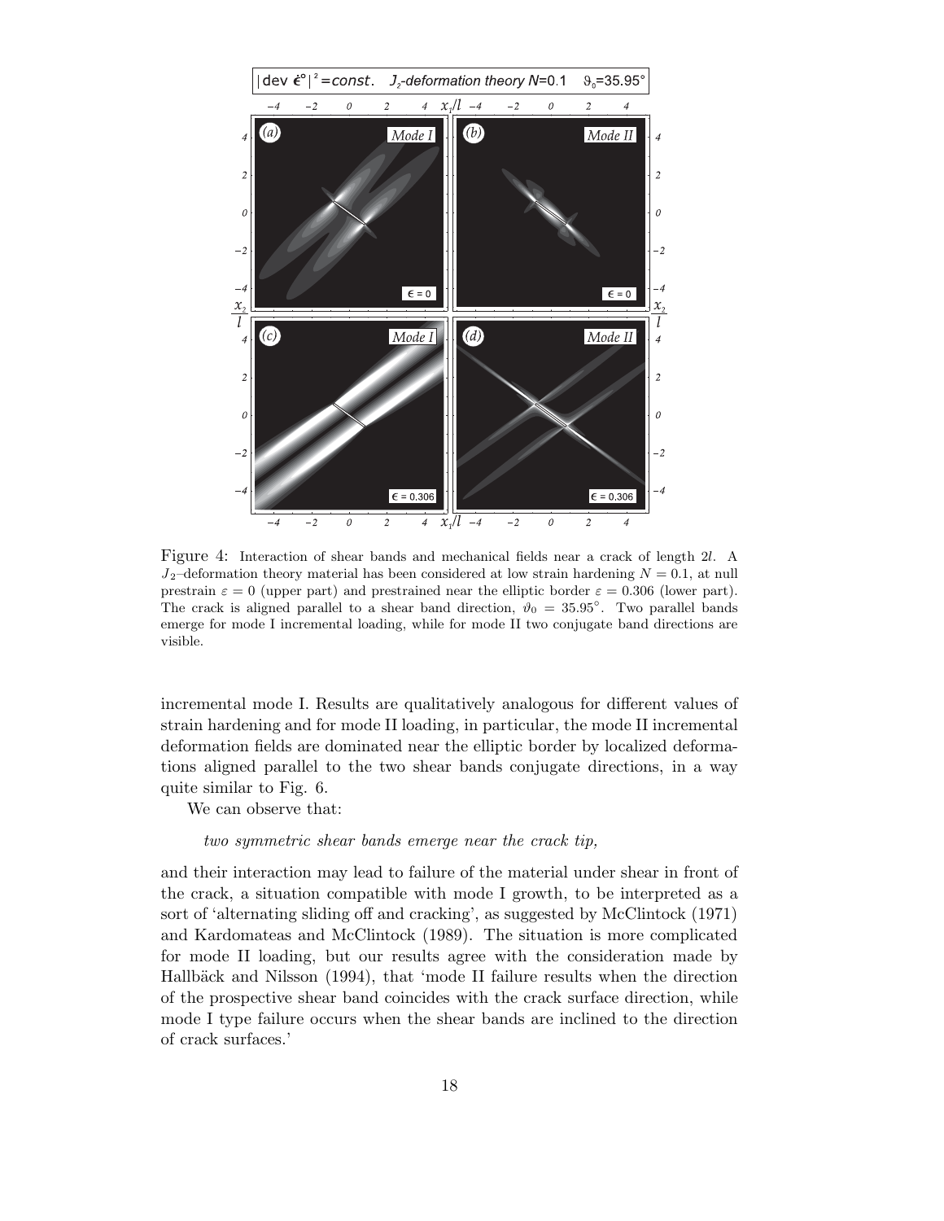Figure 4: Interaction of shear bands and mechanical fields near a crack of length $2l$. A $J_2$–deformation theory material has been considered at low strain hardening $N = 0.1$, at null prestrain $\varepsilon = 0$ (upper part) and prestrained near the elliptic border $\varepsilon = 0.306$ (lower part). The crack is aligned parallel to a shear band direction, $\vartheta_0 = 35.95^\circ$. Two parallel bands emerge for mode I incremental loading, while for mode II two conjugate band directions are visible.

incremental mode I. Results are qualitatively analogous for different values of strain hardening and for mode II loading, in particular, the mode II incremental deformation fields are dominated near the elliptic border by localized deformations aligned parallel to the two shear bands conjugate directions, in a way quite similar to Fig. 6.

We can observe that:

*two symmetric shear bands emerge near the crack tip,*

and their interaction may lead to failure of the material under shear in front of the crack, a situation compatible with mode I growth, to be interpreted as a sort of 'alternating sliding off and cracking', as suggested by McClintock (1971) and Kardomateas and McClintock (1989). The situation is more complicated for mode II loading, but our results agree with the consideration made by Hallbäck and Nilsson (1994), that 'mode II failure results when the direction of the prospective shear band coincides with the crack surface direction, while mode I type failure occurs when the shear bands are inclined to the direction of crack surfaces.'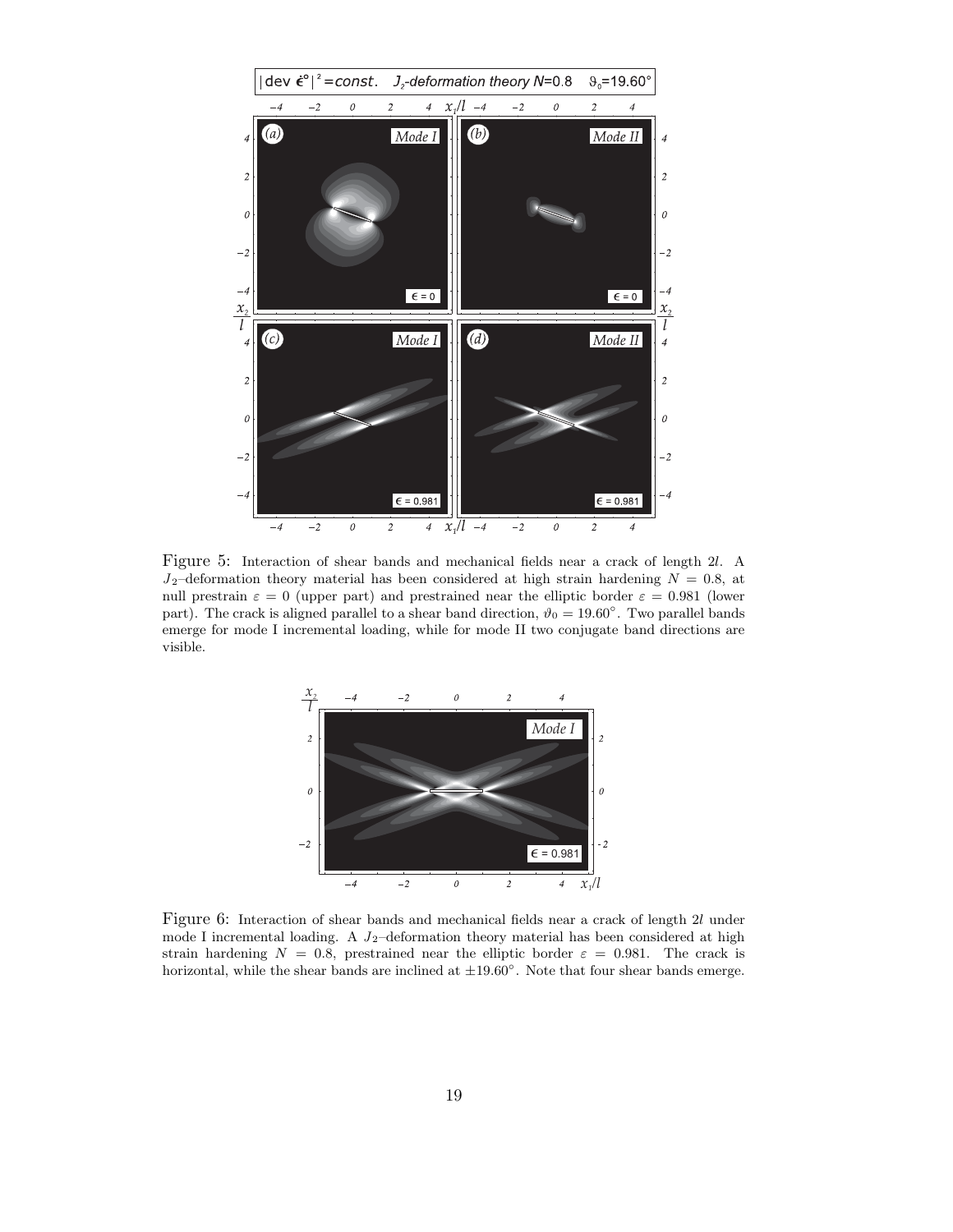Figure 5: Interaction of shear bands and mechanical fields near a crack of length $2l$. A $J_2$–deformation theory material has been considered at high strain hardening $N = 0.8$, at null prestrain $\varepsilon = 0$ (upper part) and prestrained near the elliptic border $\varepsilon = 0.981$ (lower part). The crack is aligned parallel to a shear band direction, $\vartheta_0 = 19.60^\circ$. Two parallel bands emerge for mode I incremental loading, while for mode II two conjugate band directions are visible.

Figure 6: Interaction of shear bands and mechanical fields near a crack of length $2l$ under mode I incremental loading. A $J_2$–deformation theory material has been considered at high strain hardening $N = 0.8$, prestrained near the elliptic border $\varepsilon = 0.981$. The crack is horizontal, while the shear bands are inclined at $\pm 19.60^\circ$. Note that four shear bands emerge.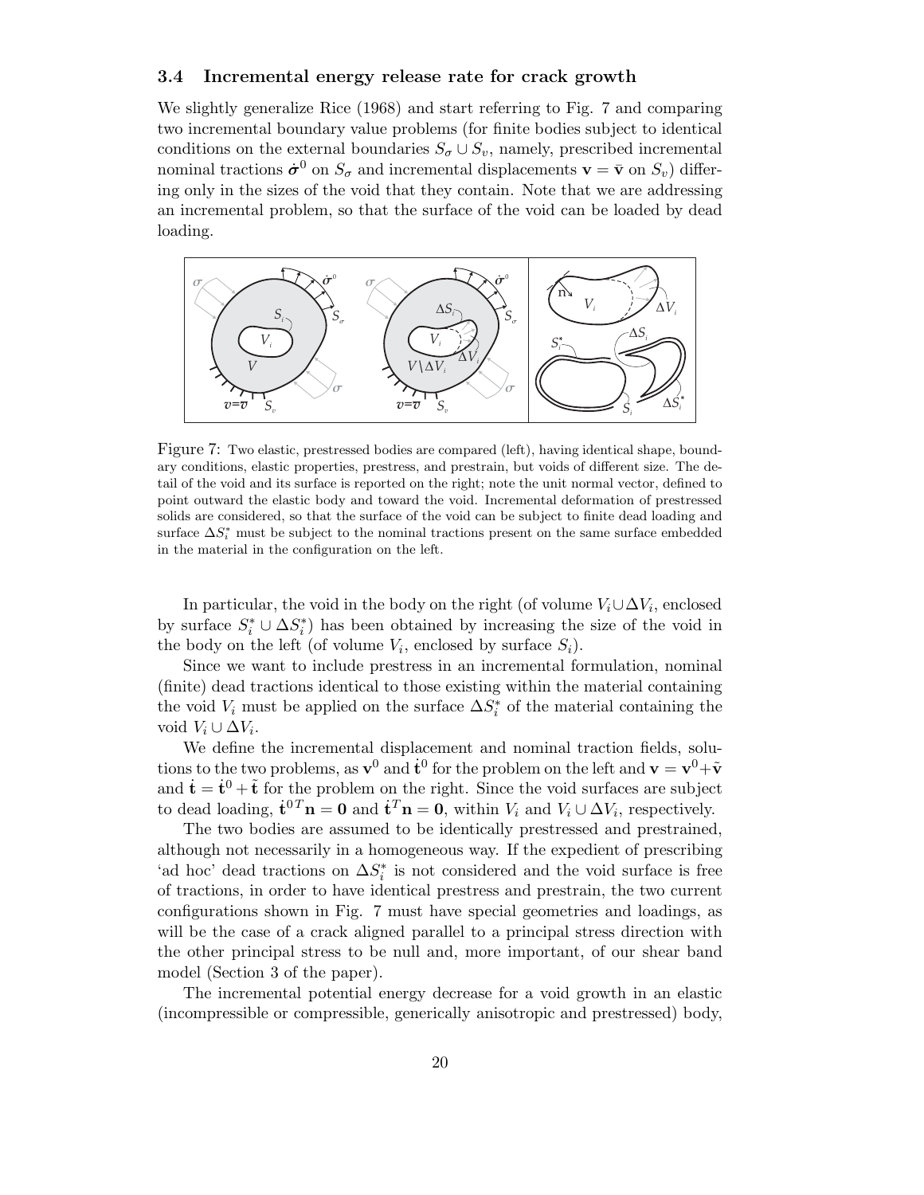### 3.4 Incremental energy release rate for crack growth

We slightly generalize Rice (1968) and start referring to Fig. 7 and comparing two incremental boundary value problems (for finite bodies subject to identical conditions on the external boundaries $S_\sigma \cup S_v$, namely, prescribed incremental nominal tractions $\dot{\boldsymbol{\sigma}}^0$ on $S_\sigma$ and incremental displacements $\mathbf{v} = \bar{\mathbf{v}}$ on $S_v$) differing only in the sizes of the void that they contain. Note that we are addressing an incremental problem, so that the surface of the void can be loaded by dead loading.

Figure 7: Two elastic, prestressed bodies are compared (left), having identical shape, boundary conditions, elastic properties, prestress, and prestrain, but voids of different size. The detail of the void and its surface is reported on the right; note the unit normal vector, defined to point outward the elastic body and toward the void. Incremental deformation of prestressed solids are considered, so that the surface of the void can be subject to finite dead loading and surface $\Delta S_i^*$ must be subject to the nominal tractions present on the same surface embedded in the material in the configuration on the left.

In particular, the void in the body on the right (of volume $V_i \cup \Delta V_i$, enclosed by surface $S_i^* \cup \Delta S_i^*$) has been obtained by increasing the size of the void in the body on the left (of volume $V_i$, enclosed by surface $S_i$).

Since we want to include prestress in an incremental formulation, nominal (finite) dead tractions identical to those existing within the material containing the void $V_i$ must be applied on the surface $\Delta S_i^*$ of the material containing the void $V_i \cup \Delta V_i$.

We define the incremental displacement and nominal traction fields, solutions to the two problems, as $\mathbf{v}^0$ and $\dot{\mathbf{t}}^0$ for the problem on the left and $\mathbf{v} = \mathbf{v}^0 + \tilde{\mathbf{v}}$ and $\dot{\mathbf{t}} = \dot{\mathbf{t}}^0 + \tilde{\mathbf{t}}$ for the problem on the right. Since the void surfaces are subject to dead loading, $\dot{\mathbf{t}}^{0T}\mathbf{n} = \mathbf{0}$ and $\dot{\mathbf{t}}^T\mathbf{n} = \mathbf{0}$, within $V_i$ and $V_i \cup \Delta V_i$, respectively.

The two bodies are assumed to be identically prestressed and prestrained, although not necessarily in a homogeneous way. If the expedient of prescribing 'ad hoc' dead tractions on $\Delta S_i^*$ is not considered and the void surface is free of tractions, in order to have identical prestress and prestrain, the two current configurations shown in Fig. 7 must have special geometries and loadings, as will be the case of a crack aligned parallel to a principal stress direction with the other principal stress to be null and, more important, of our shear band model (Section 3 of the paper).

The incremental potential energy decrease for a void growth in an elastic (incompressible or compressible, generically anisotropic and prestressed) body,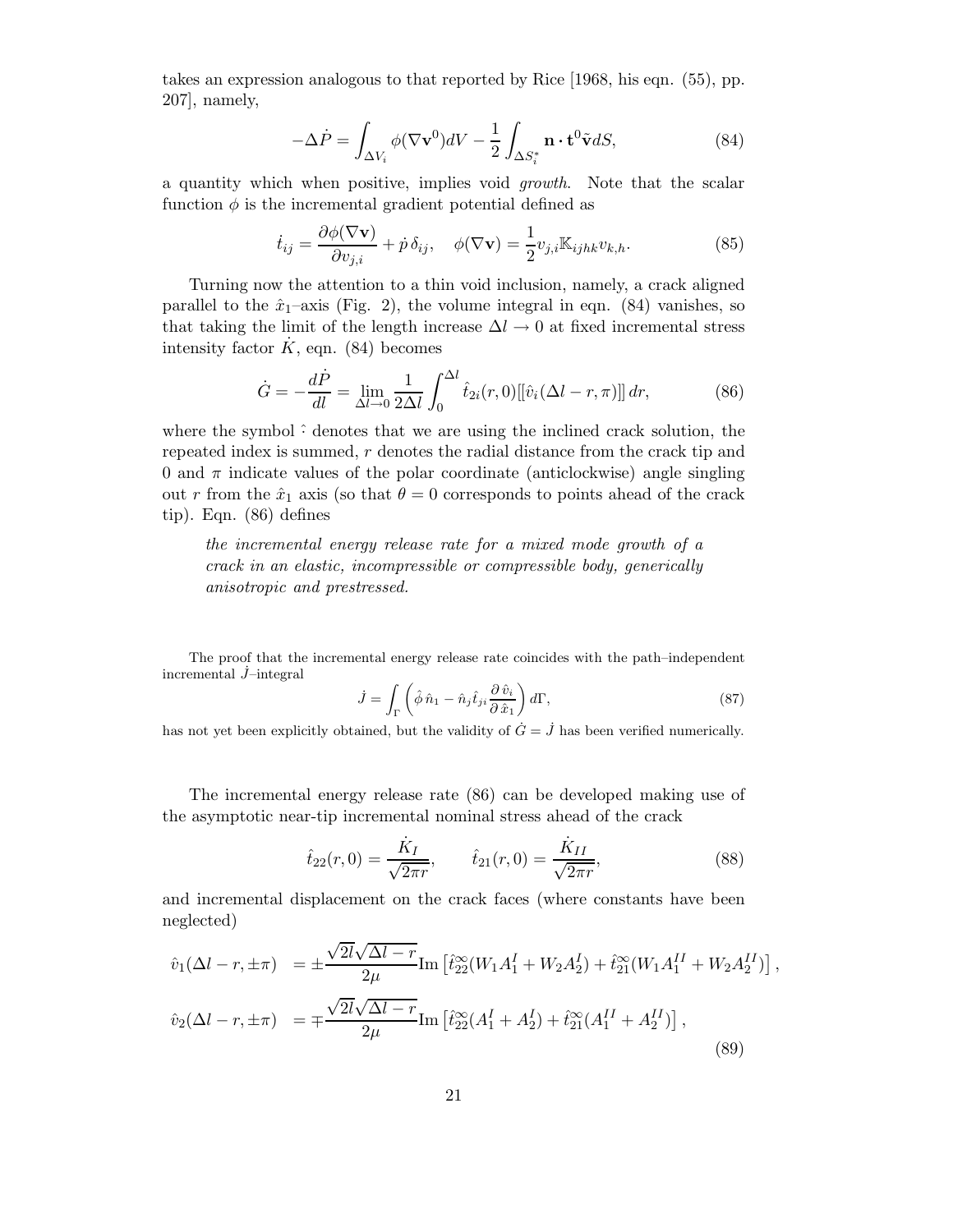takes an expression analogous to that reported by Rice [1968, his eqn. (55), pp. 207], namely,

$$
-\Delta \dot{P} = \int_{\Delta V_i} \phi(\nabla \mathbf{v}^0) dV - \frac{1}{2} \int_{\Delta S_i^*} \mathbf{n} \cdot \mathbf{t}^0 \tilde{\mathbf{v}} dS, \tag{84}
$$

a quantity which when positive, implies void *growth*. Note that the scalar function $\phi$ is the incremental gradient potential defined as

$$
\dot{t}_{ij} = \frac{\partial \phi(\nabla \mathbf{v})}{\partial v_{j,i}} + \dot{p}\, \delta_{ij}, \quad \phi(\nabla \mathbf{v}) = \frac{1}{2} v_{j,i} \mathbb{K}_{ijhk} v_{k,h}. \tag{85}
$$

Turning now the attention to a thin void inclusion, namely, a crack aligned parallel to the $\hat{x}_1$–axis (Fig. 2), the volume integral in eqn. (84) vanishes, so that taking the limit of the length increase $\Delta l \to 0$ at fixed incremental stress intensity factor $\dot{K}$, eqn. (84) becomes

$$
\dot{G} = -\frac{d\dot{P}}{dl} = \lim_{\Delta l \to 0} \frac{1}{2\Delta l} \int_0^{\Delta l} \hat{t}_{2i}(r, 0) [[\hat{v}_i(\Delta l - r, \pi)]]\, dr, \tag{86}
$$

where the symbol $\hat{}$ denotes that we are using the inclined crack solution, the repeated index is summed, $r$ denotes the radial distance from the crack tip and 0 and $\pi$ indicate values of the polar coordinate (anticlockwise) angle singling out $r$ from the $\hat{x}_1$ axis (so that $\theta = 0$ corresponds to points ahead of the crack tip). Eqn. (86) defines

*the incremental energy release rate for a mixed mode growth of a crack in an elastic, incompressible or compressible body, generically anisotropic and prestressed.*

The proof that the incremental energy release rate coincides with the path–independent incremental $\dot{J}$–integral

$$
\dot{J} = \int_{\Gamma} \left( \hat{\phi}\, \hat{n}_1 - \hat{n}_j \hat{t}_{ji} \frac{\partial\, \hat{v}_i}{\partial\, \hat{x}_1} \right) d\Gamma, \tag{87}
$$

has not yet been explicitly obtained, but the validity of $\dot{G} = \dot{J}$ has been verified numerically.

The incremental energy release rate (86) can be developed making use of the asymptotic near-tip incremental nominal stress ahead of the crack

$$
\hat{t}_{22}(r, 0) = \frac{\dot{K}_I}{\sqrt{2\pi r}}, \qquad \hat{t}_{21}(r, 0) = \frac{\dot{K}_{II}}{\sqrt{2\pi r}}, \tag{88}
$$

and incremental displacement on the crack faces (where constants have been neglected)

$$
\begin{aligned}
\hat{v}_1(\Delta l - r, \pm\pi) &= \pm \frac{\sqrt{2l}\sqrt{\Delta l - r}}{2\mu} \mathrm{Im}\left[ \hat{t}_{22}^{\infty}(W_1 A_1^I + W_2 A_2^I) + \hat{t}_{21}^{\infty}(W_1 A_1^{II} + W_2 A_2^{II}) \right], \\
\hat{v}_2(\Delta l - r, \pm\pi) &= \mp \frac{\sqrt{2l}\sqrt{\Delta l - r}}{2\mu} \mathrm{Im}\left[ \hat{t}_{22}^{\infty}(A_1^I + A_2^I) + \hat{t}_{21}^{\infty}(A_1^{II} + A_2^{II}) \right],
\end{aligned} \tag{89}
$$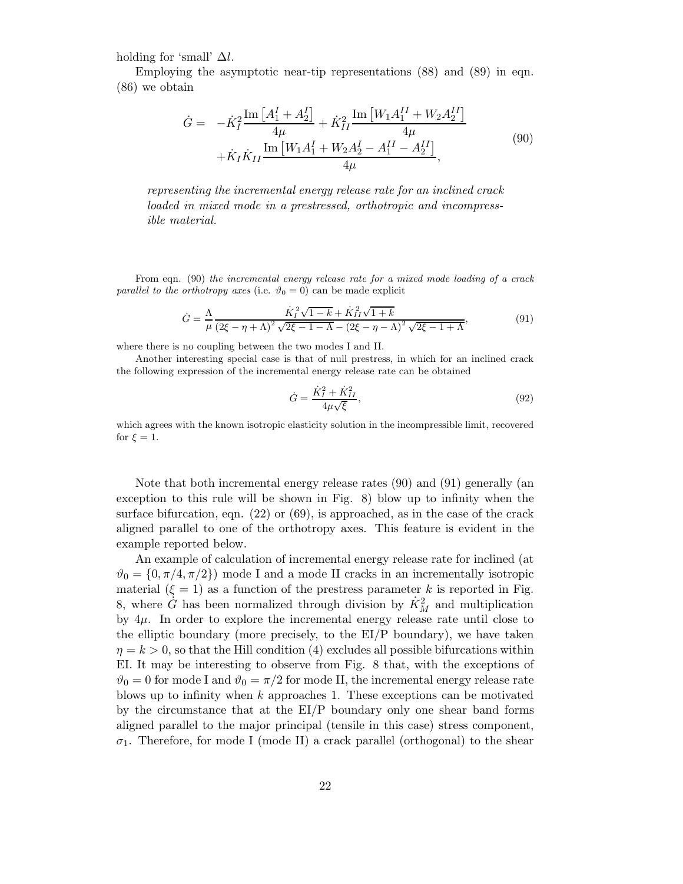holding for 'small' $\Delta l$.

Employing the asymptotic near-tip representations (88) and (89) in eqn. (86) we obtain

$$
\begin{aligned}
\dot{G} = \; & -\dot{K}_I^2 \frac{\mathrm{Im}\left[A_1^I + A_2^I\right]}{4\mu} + \dot{K}_{II}^2 \frac{\mathrm{Im}\left[W_1 A_1^{II} + W_2 A_2^{II}\right]}{4\mu} \\
& + \dot{K}_I \dot{K}_{II} \frac{\mathrm{Im}\left[W_1 A_1^I + W_2 A_2^I - A_1^{II} - A_2^{II}\right]}{4\mu},
\end{aligned}
\tag{90}
$$

*representing the incremental energy release rate for an inclined crack loaded in mixed mode in a prestressed, orthotropic and incompressible material.*

From eqn. (90) *the incremental energy release rate for a mixed mode loading of a crack parallel to the orthotropy axes* (i.e. $\vartheta_0 = 0$) can be made explicit

$$
\dot{G} = \frac{\Lambda}{\mu} \frac{\dot{K}_I^2 \sqrt{1-k} + \dot{K}_{II}^2 \sqrt{1+k}}{\left(2\xi - \eta + \Lambda\right)^2 \sqrt{2\xi - 1 - \Lambda} - \left(2\xi - \eta - \Lambda\right)^2 \sqrt{2\xi - 1 + \Lambda}},
\tag{91}
$$

where there is no coupling between the two modes I and II.

Another interesting special case is that of null prestress, in which for an inclined crack the following expression of the incremental energy release rate can be obtained

$$
\dot{G} = \frac{\dot{K}_I^2 + \dot{K}_{II}^2}{4\mu\sqrt{\xi}},
\tag{92}
$$

which agrees with the known isotropic elasticity solution in the incompressible limit, recovered for $\xi = 1$.

Note that both incremental energy release rates (90) and (91) generally (an exception to this rule will be shown in Fig. 8) blow up to infinity when the surface bifurcation, eqn. (22) or (69), is approached, as in the case of the crack aligned parallel to one of the orthotropy axes. This feature is evident in the example reported below.

An example of calculation of incremental energy release rate for inclined (at $\vartheta_0 = \{0, \pi/4, \pi/2\}$) mode I and a mode II cracks in an incrementally isotropic material ($\xi = 1$) as a function of the prestress parameter $k$ is reported in Fig. 8, where $\dot{G}$ has been normalized through division by $\dot{K}_M^2$ and multiplication by $4\mu$. In order to explore the incremental energy release rate until close to the elliptic boundary (more precisely, to the EI/P boundary), we have taken $\eta = k > 0$, so that the Hill condition (4) excludes all possible bifurcations within EI. It may be interesting to observe from Fig. 8 that, with the exceptions of $\vartheta_0 = 0$ for mode I and $\vartheta_0 = \pi/2$ for mode II, the incremental energy release rate blows up to infinity when $k$ approaches 1. These exceptions can be motivated by the circumstance that at the EI/P boundary only one shear band forms aligned parallel to the major principal (tensile in this case) stress component, $\sigma_1$. Therefore, for mode I (mode II) a crack parallel (orthogonal) to the shear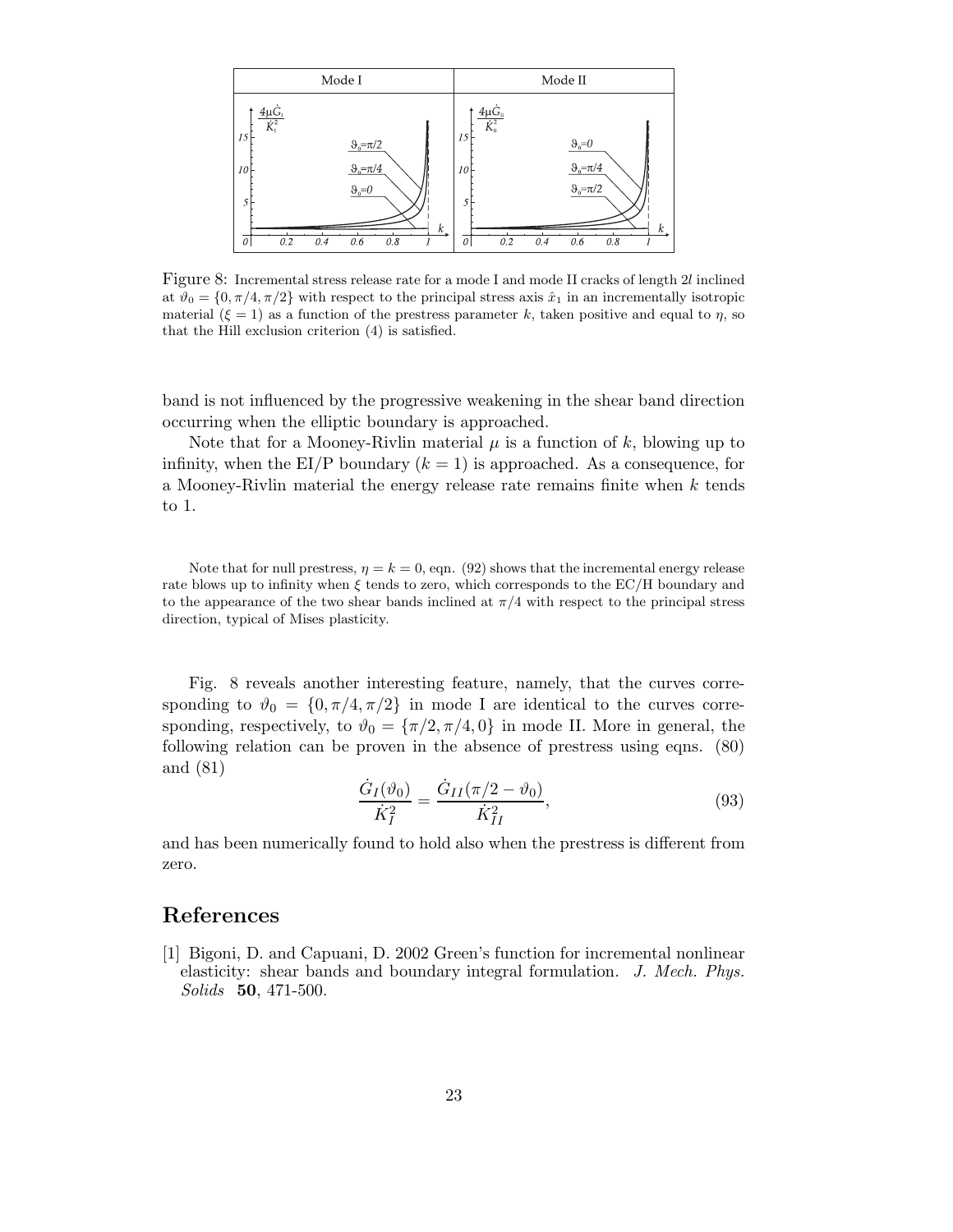Figure 8: Incremental stress release rate for a mode I and mode II cracks of length $2l$ inclined at $\vartheta_0 = \{0, \pi/4, \pi/2\}$ with respect to the principal stress axis $\hat{x}_1$ in an incrementally isotropic material ($\xi = 1$) as a function of the prestress parameter $k$, taken positive and equal to $\eta$, so that the Hill exclusion criterion (4) is satisfied.

band is not influenced by the progressive weakening in the shear band direction occurring when the elliptic boundary is approached.

Note that for a Mooney-Rivlin material $\mu$ is a function of $k$, blowing up to infinity, when the EI/P boundary ($k = 1$) is approached. As a consequence, for a Mooney-Rivlin material the energy release rate remains finite when $k$ tends to 1.

Note that for null prestress, $\eta = k = 0$, eqn. (92) shows that the incremental energy release rate blows up to infinity when $\xi$ tends to zero, which corresponds to the EC/H boundary and to the appearance of the two shear bands inclined at $\pi/4$ with respect to the principal stress direction, typical of Mises plasticity.

Fig. 8 reveals another interesting feature, namely, that the curves corresponding to $\vartheta_0 = \{0, \pi/4, \pi/2\}$ in mode I are identical to the curves corresponding, respectively, to $\vartheta_0 = \{\pi/2, \pi/4, 0\}$ in mode II. More in general, the following relation can be proven in the absence of prestress using eqns. (80) and (81)

$$\frac{\dot{G}_I(\vartheta_0)}{\dot{K}_I^2} = \frac{\dot{G}_{II}(\pi/2 - \vartheta_0)}{\dot{K}_{II}^2}, \tag{93}$$

and has been numerically found to hold also when the prestress is different from zero.

## References

[1] Bigoni, D. and Capuani, D. 2002 Green's function for incremental nonlinear elasticity: shear bands and boundary integral formulation. *J. Mech. Phys. Solids* **50**, 471-500.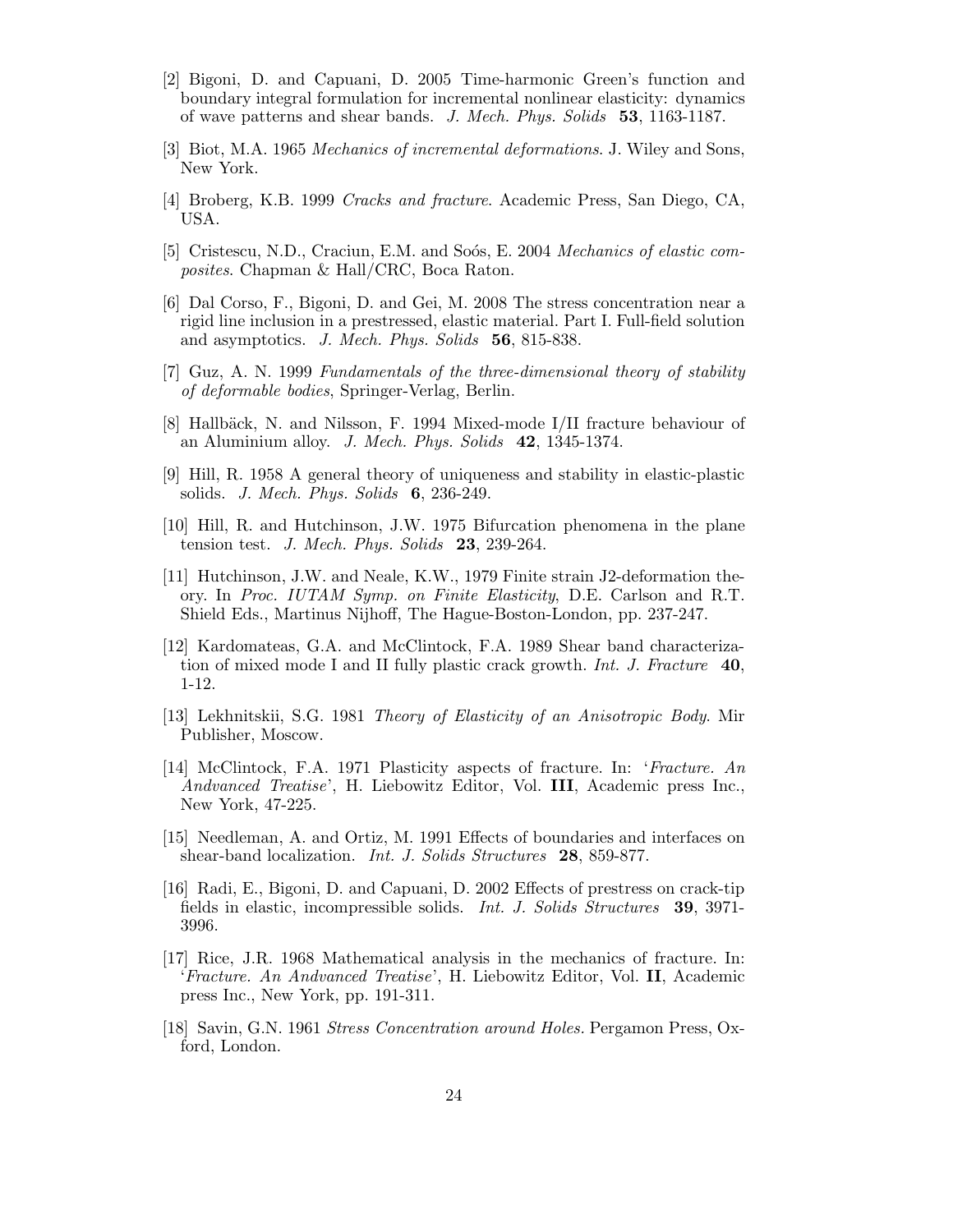[2] Bigoni, D. and Capuani, D. 2005 Time-harmonic Green's function and boundary integral formulation for incremental nonlinear elasticity: dynamics of wave patterns and shear bands. *J. Mech. Phys. Solids* **53**, 1163-1187.

[3] Biot, M.A. 1965 *Mechanics of incremental deformations*. J. Wiley and Sons, New York.

[4] Broberg, K.B. 1999 *Cracks and fracture*. Academic Press, San Diego, CA, USA.

[5] Cristescu, N.D., Craciun, E.M. and Soós, E. 2004 *Mechanics of elastic composites*. Chapman & Hall/CRC, Boca Raton.

[6] Dal Corso, F., Bigoni, D. and Gei, M. 2008 The stress concentration near a rigid line inclusion in a prestressed, elastic material. Part I. Full-field solution and asymptotics. *J. Mech. Phys. Solids* **56**, 815-838.

[7] Guz, A. N. 1999 *Fundamentals of the three-dimensional theory of stability of deformable bodies*, Springer-Verlag, Berlin.

[8] Hallbäck, N. and Nilsson, F. 1994 Mixed-mode I/II fracture behaviour of an Aluminium alloy. *J. Mech. Phys. Solids* **42**, 1345-1374.

[9] Hill, R. 1958 A general theory of uniqueness and stability in elastic-plastic solids. *J. Mech. Phys. Solids* **6**, 236-249.

[10] Hill, R. and Hutchinson, J.W. 1975 Bifurcation phenomena in the plane tension test. *J. Mech. Phys. Solids* **23**, 239-264.

[11] Hutchinson, J.W. and Neale, K.W., 1979 Finite strain J2-deformation theory. In *Proc. IUTAM Symp. on Finite Elasticity*, D.E. Carlson and R.T. Shield Eds., Martinus Nijhoff, The Hague-Boston-London, pp. 237-247.

[12] Kardomateas, G.A. and McClintock, F.A. 1989 Shear band characterization of mixed mode I and II fully plastic crack growth. *Int. J. Fracture* **40**, 1-12.

[13] Lekhnitskii, S.G. 1981 *Theory of Elasticity of an Anisotropic Body*. Mir Publisher, Moscow.

[14] McClintock, F.A. 1971 Plasticity aspects of fracture. In: '*Fracture. An Andvanced Treatise*', H. Liebowitz Editor, Vol. **III**, Academic press Inc., New York, 47-225.

[15] Needleman, A. and Ortiz, M. 1991 Effects of boundaries and interfaces on shear-band localization. *Int. J. Solids Structures* **28**, 859-877.

[16] Radi, E., Bigoni, D. and Capuani, D. 2002 Effects of prestress on crack-tip fields in elastic, incompressible solids. *Int. J. Solids Structures* **39**, 3971-3996.

[17] Rice, J.R. 1968 Mathematical analysis in the mechanics of fracture. In: '*Fracture. An Andvanced Treatise*', H. Liebowitz Editor, Vol. **II**, Academic press Inc., New York, pp. 191-311.

[18] Savin, G.N. 1961 *Stress Concentration around Holes.* Pergamon Press, Oxford, London.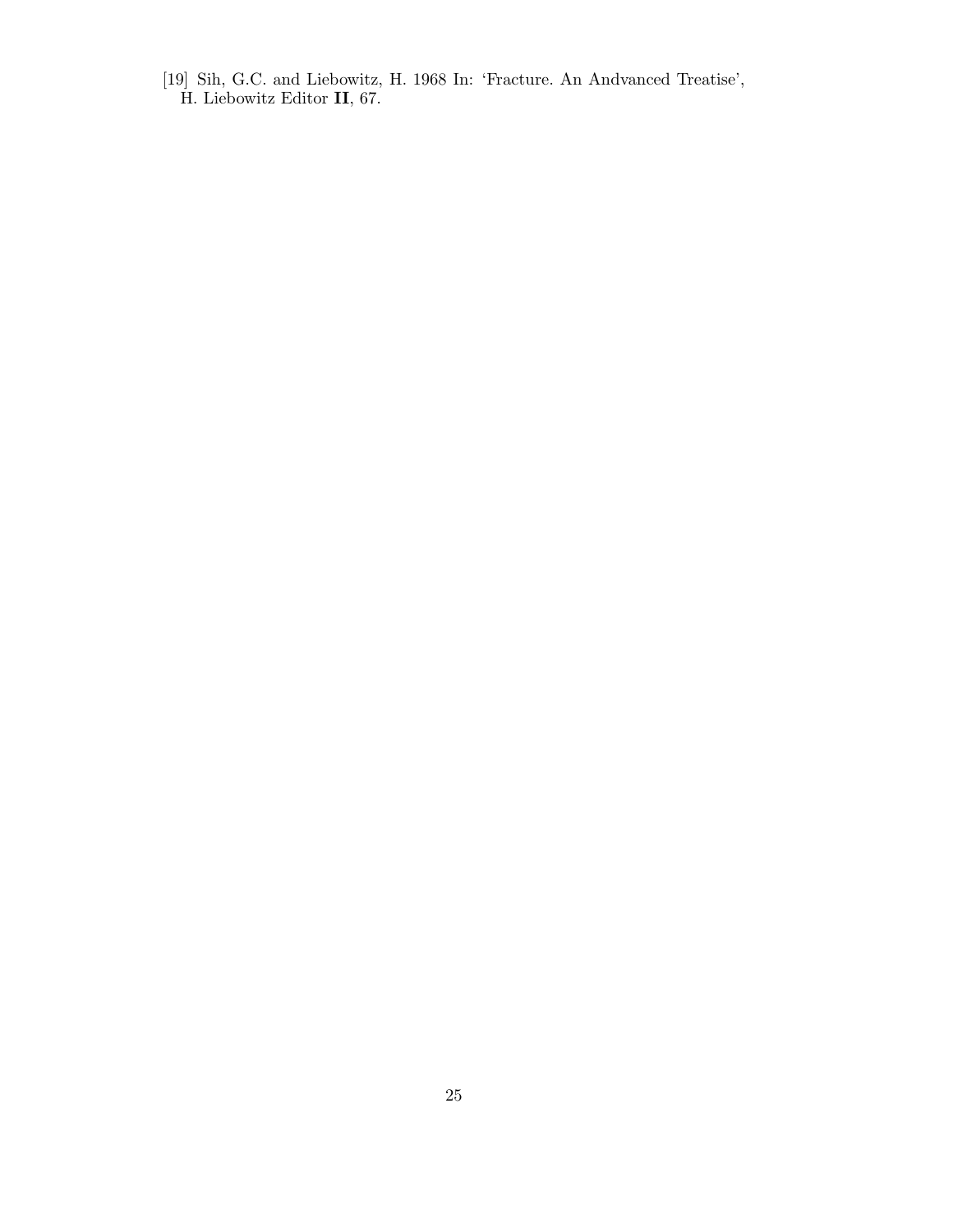[19] Sih, G.C. and Liebowitz, H. 1968 In: 'Fracture. An Andvanced Treatise', H. Liebowitz Editor **II**, 67.